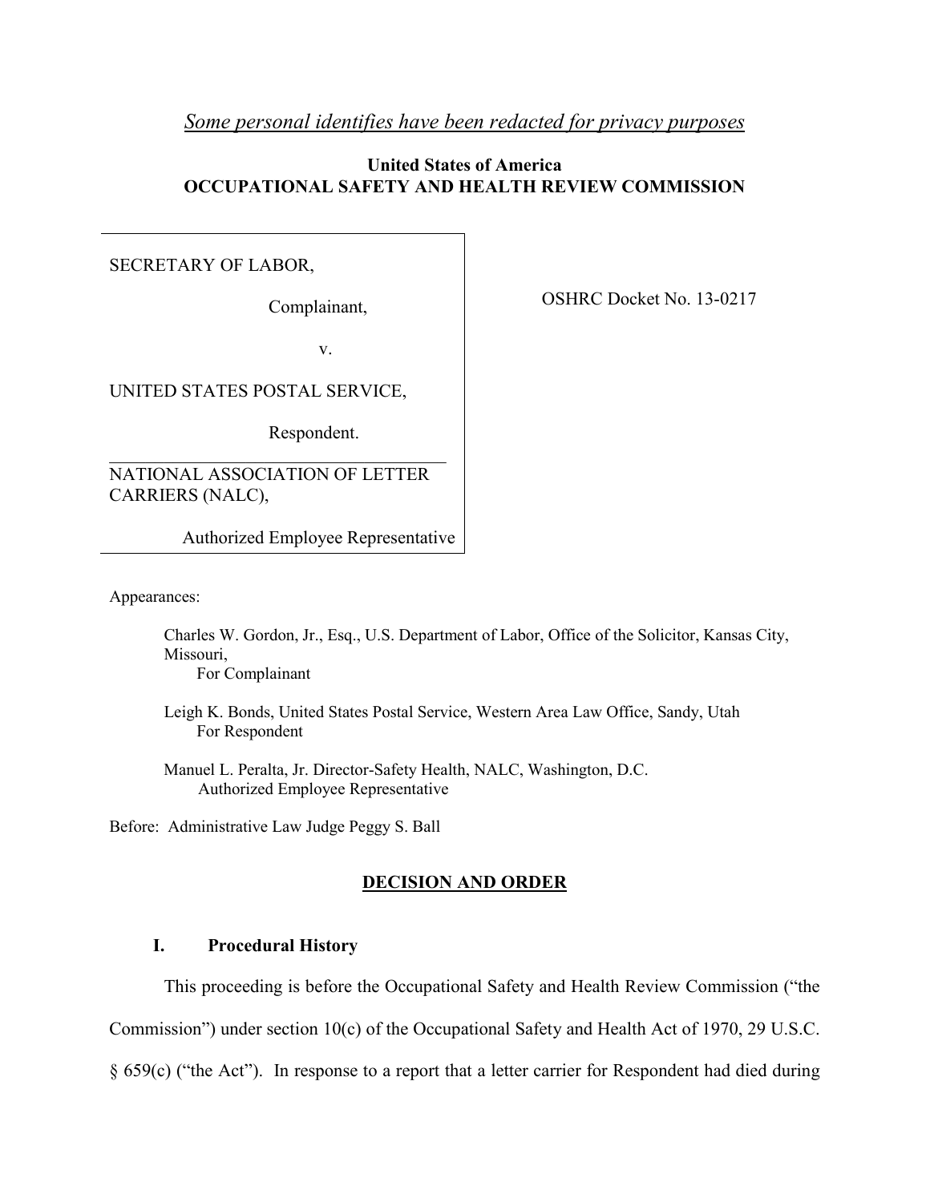*Some personal identifies have been redacted for privacy purposes*

**United States of America**
**OCCUPATIONAL SAFETY AND HEALTH REVIEW COMMISSION**

SECRETARY OF LABOR,

Complainant,

v.

UNITED STATES POSTAL SERVICE,

Respondent.

NATIONAL ASSOCIATION OF LETTER CARRIERS (NALC),

Authorized Employee Representative

OSHRC Docket No. 13-0217

Appearances:

Charles W. Gordon, Jr., Esq., U.S. Department of Labor, Office of the Solicitor, Kansas City, Missouri,
For Complainant

Leigh K. Bonds, United States Postal Service, Western Area Law Office, Sandy, Utah
For Respondent

Manuel L. Peralta, Jr. Director-Safety Health, NALC, Washington, D.C.
Authorized Employee Representative

Before: Administrative Law Judge Peggy S. Ball

## DECISION AND ORDER

### I. Procedural History

This proceeding is before the Occupational Safety and Health Review Commission ("the Commission") under section 10(c) of the Occupational Safety and Health Act of 1970, 29 U.S.C. § 659(c) ("the Act"). In response to a report that a letter carrier for Respondent had died during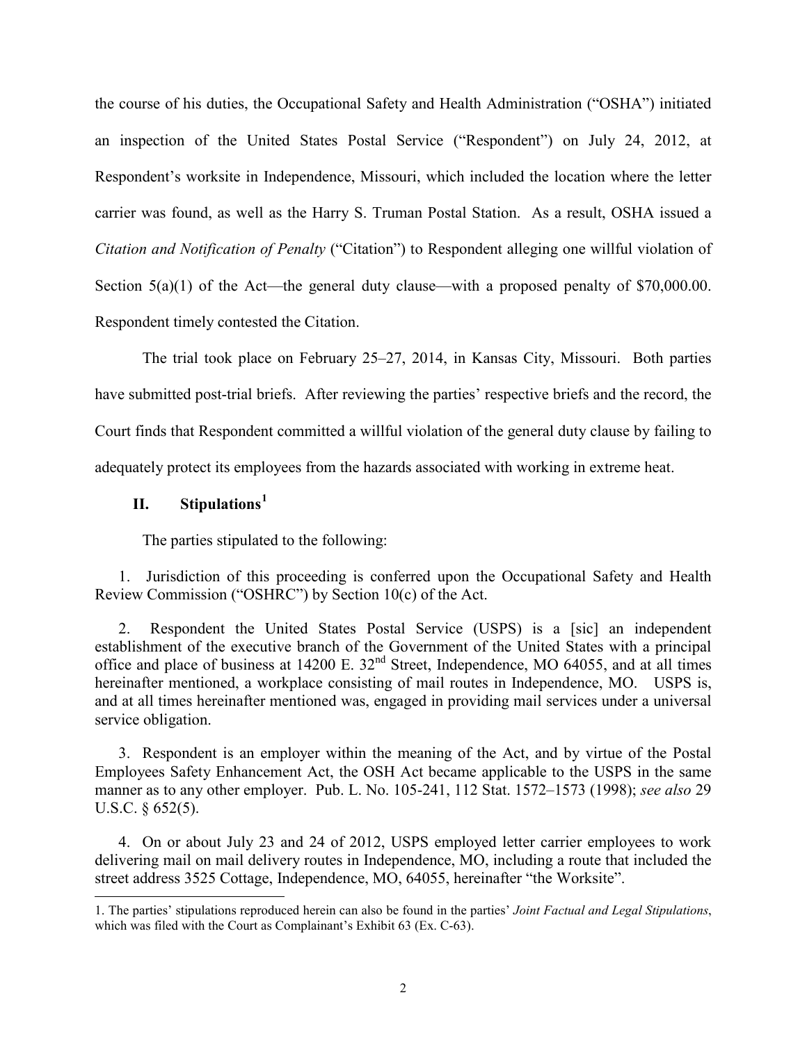the course of his duties, the Occupational Safety and Health Administration ("OSHA") initiated an inspection of the United States Postal Service ("Respondent") on July 24, 2012, at Respondent's worksite in Independence, Missouri, which included the location where the letter carrier was found, as well as the Harry S. Truman Postal Station. As a result, OSHA issued a *Citation and Notification of Penalty* ("Citation") to Respondent alleging one willful violation of Section 5(a)(1) of the Act—the general duty clause—with a proposed penalty of $70,000.00. Respondent timely contested the Citation.

The trial took place on February 25–27, 2014, in Kansas City, Missouri. Both parties have submitted post-trial briefs. After reviewing the parties' respective briefs and the record, the Court finds that Respondent committed a willful violation of the general duty clause by failing to adequately protect its employees from the hazards associated with working in extreme heat.

## II. Stipulations[1]

The parties stipulated to the following:

1. Jurisdiction of this proceeding is conferred upon the Occupational Safety and Health Review Commission ("OSHRC") by Section 10(c) of the Act.

2. Respondent the United States Postal Service (USPS) is a [sic] an independent establishment of the executive branch of the Government of the United States with a principal office and place of business at 14200 E. 32nd Street, Independence, MO 64055, and at all times hereinafter mentioned, a workplace consisting of mail routes in Independence, MO. USPS is, and at all times hereinafter mentioned was, engaged in providing mail services under a universal service obligation.

3. Respondent is an employer within the meaning of the Act, and by virtue of the Postal Employees Safety Enhancement Act, the OSH Act became applicable to the USPS in the same manner as to any other employer. Pub. L. No. 105-241, 112 Stat. 1572–1573 (1998); *see also* 29 U.S.C. § 652(5).

4. On or about July 23 and 24 of 2012, USPS employed letter carrier employees to work delivering mail on mail delivery routes in Independence, MO, including a route that included the street address 3525 Cottage, Independence, MO, 64055, hereinafter "the Worksite".

---

1. The parties' stipulations reproduced herein can also be found in the parties' *Joint Factual and Legal Stipulations*, which was filed with the Court as Complainant's Exhibit 63 (Ex. C-63).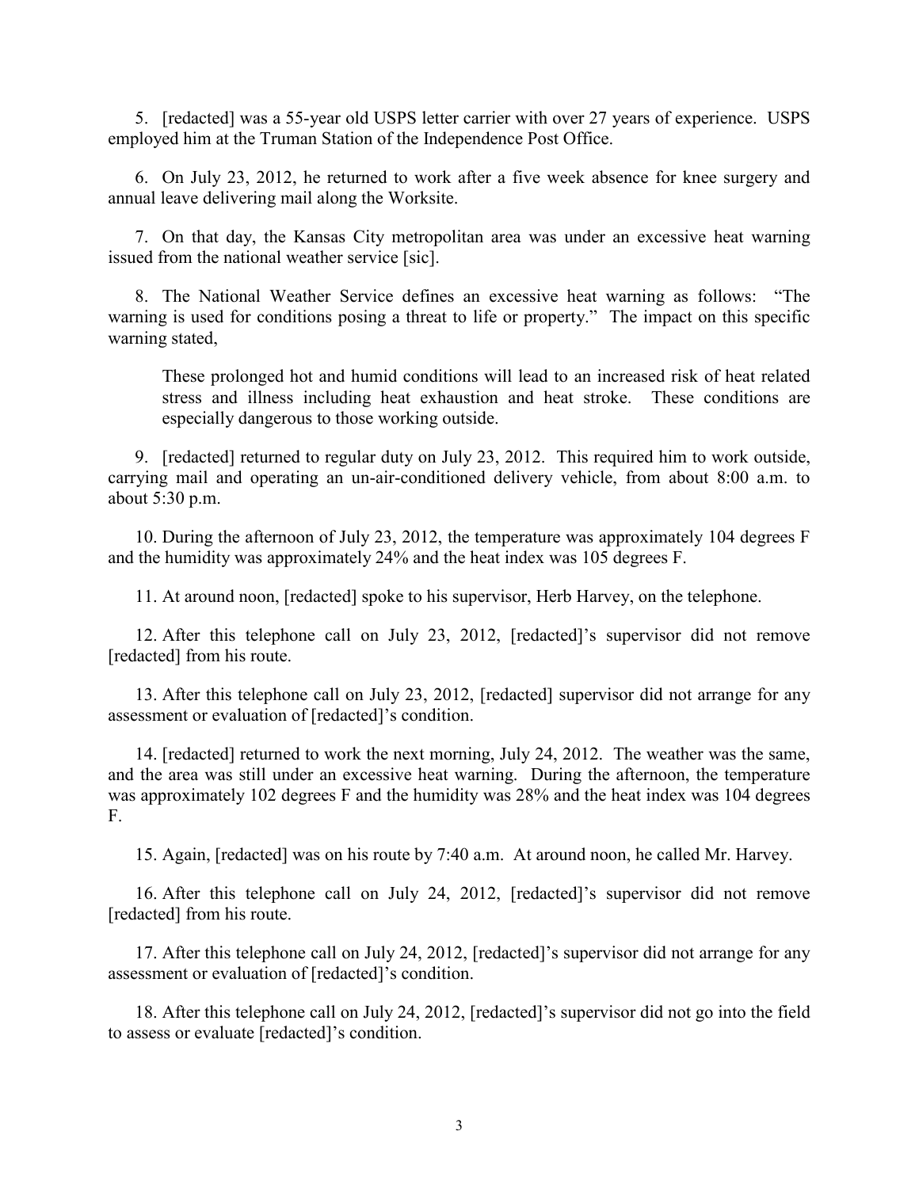5. [redacted] was a 55-year old USPS letter carrier with over 27 years of experience. USPS employed him at the Truman Station of the Independence Post Office.

6. On July 23, 2012, he returned to work after a five week absence for knee surgery and annual leave delivering mail along the Worksite.

7. On that day, the Kansas City metropolitan area was under an excessive heat warning issued from the national weather service [sic].

8. The National Weather Service defines an excessive heat warning as follows: "The warning is used for conditions posing a threat to life or property." The impact on this specific warning stated,

> These prolonged hot and humid conditions will lead to an increased risk of heat related stress and illness including heat exhaustion and heat stroke. These conditions are especially dangerous to those working outside.

9. [redacted] returned to regular duty on July 23, 2012. This required him to work outside, carrying mail and operating an un-air-conditioned delivery vehicle, from about 8:00 a.m. to about 5:30 p.m.

10. During the afternoon of July 23, 2012, the temperature was approximately 104 degrees F and the humidity was approximately 24% and the heat index was 105 degrees F.

11. At around noon, [redacted] spoke to his supervisor, Herb Harvey, on the telephone.

12. After this telephone call on July 23, 2012, [redacted]'s supervisor did not remove [redacted] from his route.

13. After this telephone call on July 23, 2012, [redacted] supervisor did not arrange for any assessment or evaluation of [redacted]'s condition.

14. [redacted] returned to work the next morning, July 24, 2012. The weather was the same, and the area was still under an excessive heat warning. During the afternoon, the temperature was approximately 102 degrees F and the humidity was 28% and the heat index was 104 degrees F.

15. Again, [redacted] was on his route by 7:40 a.m. At around noon, he called Mr. Harvey.

16. After this telephone call on July 24, 2012, [redacted]'s supervisor did not remove [redacted] from his route.

17. After this telephone call on July 24, 2012, [redacted]'s supervisor did not arrange for any assessment or evaluation of [redacted]'s condition.

18. After this telephone call on July 24, 2012, [redacted]'s supervisor did not go into the field to assess or evaluate [redacted]'s condition.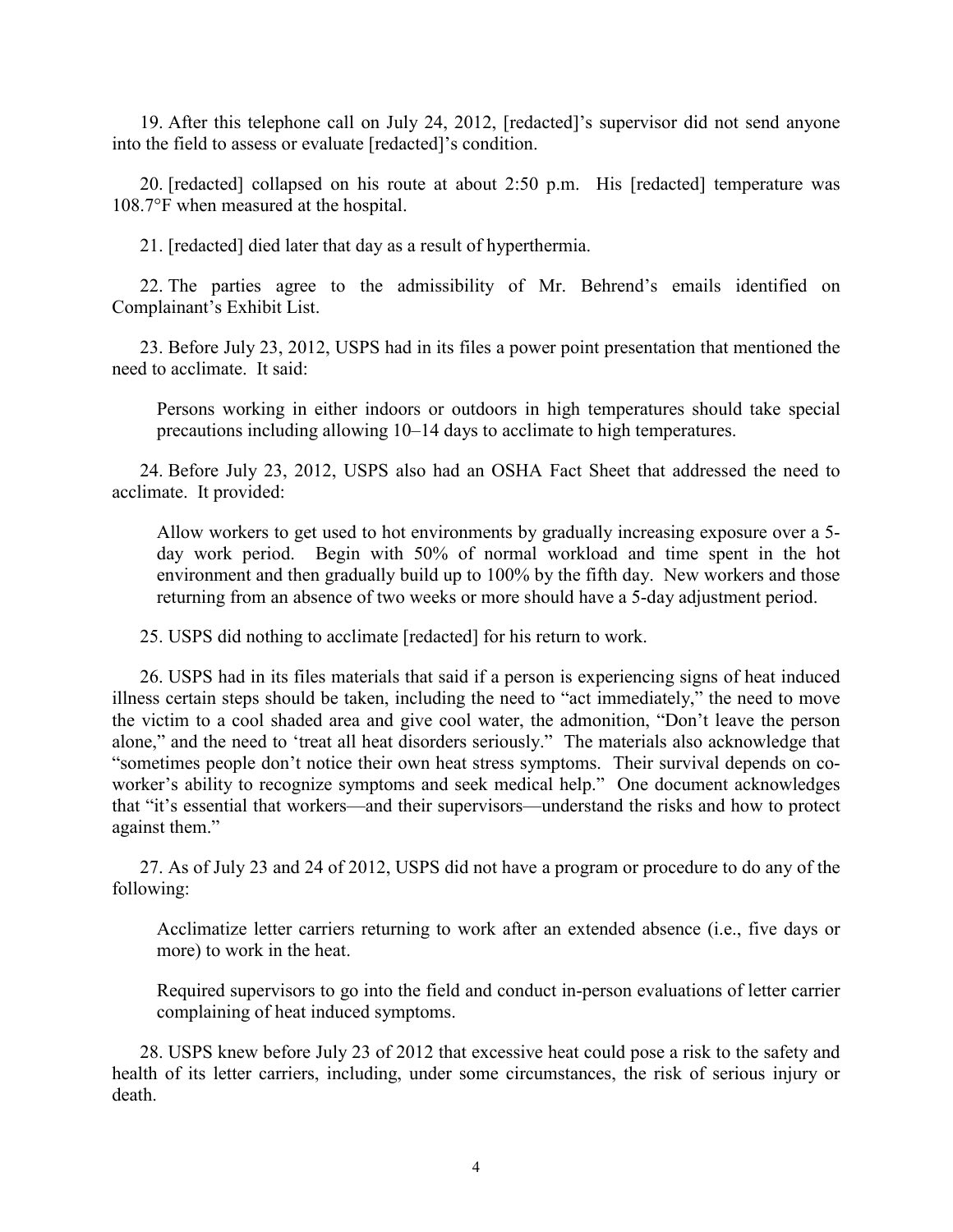19. After this telephone call on July 24, 2012, [redacted]'s supervisor did not send anyone into the field to assess or evaluate [redacted]'s condition.

20. [redacted] collapsed on his route at about 2:50 p.m. His [redacted] temperature was 108.7°F when measured at the hospital.

21. [redacted] died later that day as a result of hyperthermia.

22. The parties agree to the admissibility of Mr. Behrend's emails identified on Complainant's Exhibit List.

23. Before July 23, 2012, USPS had in its files a power point presentation that mentioned the need to acclimate. It said:

> Persons working in either indoors or outdoors in high temperatures should take special precautions including allowing 10–14 days to acclimate to high temperatures.

24. Before July 23, 2012, USPS also had an OSHA Fact Sheet that addressed the need to acclimate. It provided:

> Allow workers to get used to hot environments by gradually increasing exposure over a 5-day work period. Begin with 50% of normal workload and time spent in the hot environment and then gradually build up to 100% by the fifth day. New workers and those returning from an absence of two weeks or more should have a 5-day adjustment period.

25. USPS did nothing to acclimate [redacted] for his return to work.

26. USPS had in its files materials that said if a person is experiencing signs of heat induced illness certain steps should be taken, including the need to "act immediately," the need to move the victim to a cool shaded area and give cool water, the admonition, "Don't leave the person alone," and the need to 'treat all heat disorders seriously." The materials also acknowledge that "sometimes people don't notice their own heat stress symptoms. Their survival depends on co-worker's ability to recognize symptoms and seek medical help." One document acknowledges that "it's essential that workers—and their supervisors—understand the risks and how to protect against them."

27. As of July 23 and 24 of 2012, USPS did not have a program or procedure to do any of the following:

> Acclimatize letter carriers returning to work after an extended absence (i.e., five days or more) to work in the heat.
>
> Required supervisors to go into the field and conduct in-person evaluations of letter carrier complaining of heat induced symptoms.

28. USPS knew before July 23 of 2012 that excessive heat could pose a risk to the safety and health of its letter carriers, including, under some circumstances, the risk of serious injury or death.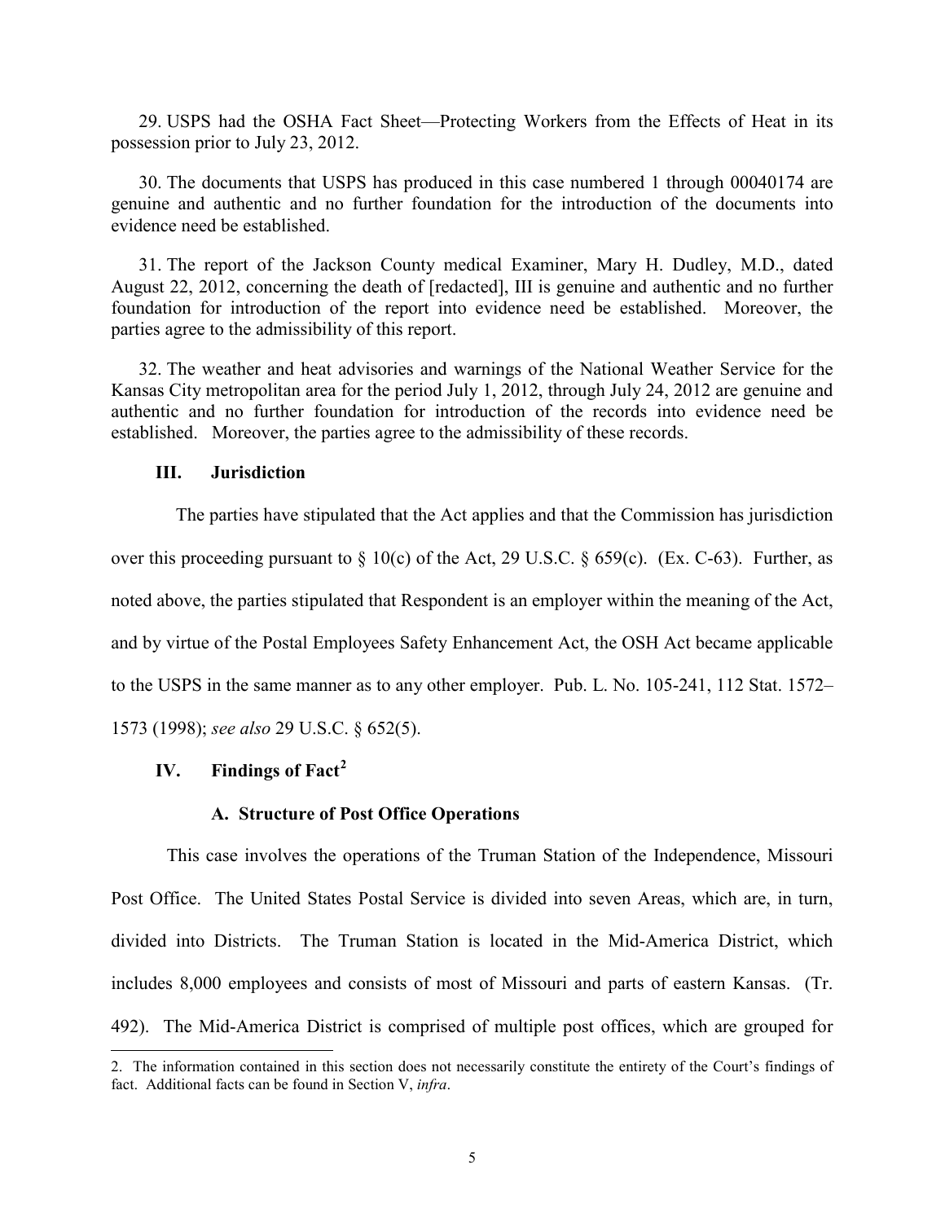29. USPS had the OSHA Fact Sheet—Protecting Workers from the Effects of Heat in its possession prior to July 23, 2012.

30. The documents that USPS has produced in this case numbered 1 through 00040174 are genuine and authentic and no further foundation for the introduction of the documents into evidence need be established.

31. The report of the Jackson County medical Examiner, Mary H. Dudley, M.D., dated August 22, 2012, concerning the death of [redacted], III is genuine and authentic and no further foundation for introduction of the report into evidence need be established. Moreover, the parties agree to the admissibility of this report.

32. The weather and heat advisories and warnings of the National Weather Service for the Kansas City metropolitan area for the period July 1, 2012, through July 24, 2012 are genuine and authentic and no further foundation for introduction of the records into evidence need be established. Moreover, the parties agree to the admissibility of these records.

## III. Jurisdiction

The parties have stipulated that the Act applies and that the Commission has jurisdiction over this proceeding pursuant to § 10(c) of the Act, 29 U.S.C. § 659(c). (Ex. C-63). Further, as noted above, the parties stipulated that Respondent is an employer within the meaning of the Act, and by virtue of the Postal Employees Safety Enhancement Act, the OSH Act became applicable to the USPS in the same manner as to any other employer. Pub. L. No. 105-241, 112 Stat. 1572–1573 (1998); *see also* 29 U.S.C. § 652(5).

## IV. Findings of Fact[2]

### A. Structure of Post Office Operations

This case involves the operations of the Truman Station of the Independence, Missouri Post Office. The United States Postal Service is divided into seven Areas, which are, in turn, divided into Districts. The Truman Station is located in the Mid-America District, which includes 8,000 employees and consists of most of Missouri and parts of eastern Kansas. (Tr. 492). The Mid-America District is comprised of multiple post offices, which are grouped for

2. The information contained in this section does not necessarily constitute the entirety of the Court's findings of fact. Additional facts can be found in Section V, *infra*.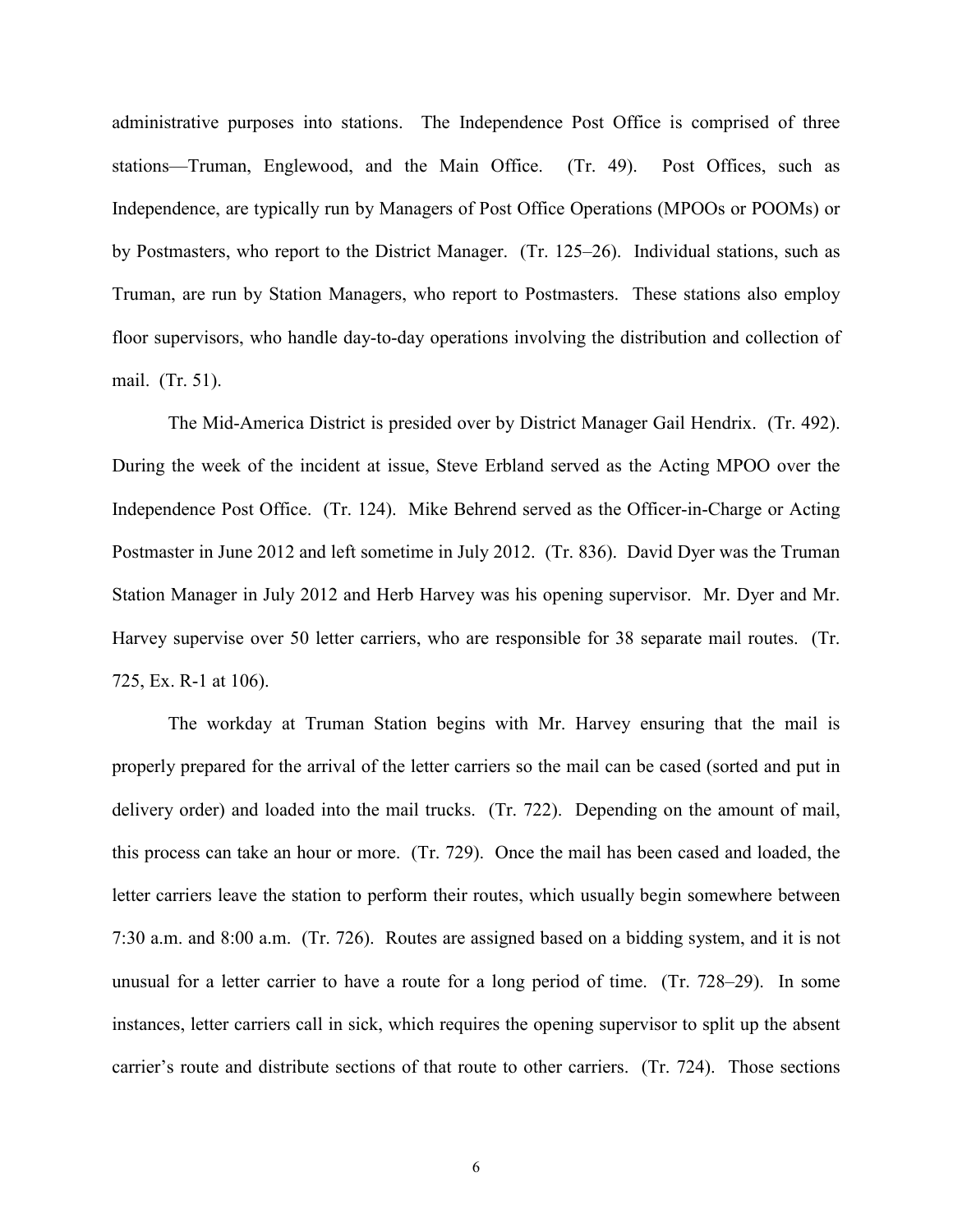administrative purposes into stations. The Independence Post Office is comprised of three stations—Truman, Englewood, and the Main Office. (Tr. 49). Post Offices, such as Independence, are typically run by Managers of Post Office Operations (MPOOs or POOMs) or by Postmasters, who report to the District Manager. (Tr. 125–26). Individual stations, such as Truman, are run by Station Managers, who report to Postmasters. These stations also employ floor supervisors, who handle day-to-day operations involving the distribution and collection of mail. (Tr. 51).

The Mid-America District is presided over by District Manager Gail Hendrix. (Tr. 492). During the week of the incident at issue, Steve Erbland served as the Acting MPOO over the Independence Post Office. (Tr. 124). Mike Behrend served as the Officer-in-Charge or Acting Postmaster in June 2012 and left sometime in July 2012. (Tr. 836). David Dyer was the Truman Station Manager in July 2012 and Herb Harvey was his opening supervisor. Mr. Dyer and Mr. Harvey supervise over 50 letter carriers, who are responsible for 38 separate mail routes. (Tr. 725, Ex. R-1 at 106).

The workday at Truman Station begins with Mr. Harvey ensuring that the mail is properly prepared for the arrival of the letter carriers so the mail can be cased (sorted and put in delivery order) and loaded into the mail trucks. (Tr. 722). Depending on the amount of mail, this process can take an hour or more. (Tr. 729). Once the mail has been cased and loaded, the letter carriers leave the station to perform their routes, which usually begin somewhere between 7:30 a.m. and 8:00 a.m. (Tr. 726). Routes are assigned based on a bidding system, and it is not unusual for a letter carrier to have a route for a long period of time. (Tr. 728–29). In some instances, letter carriers call in sick, which requires the opening supervisor to split up the absent carrier's route and distribute sections of that route to other carriers. (Tr. 724). Those sections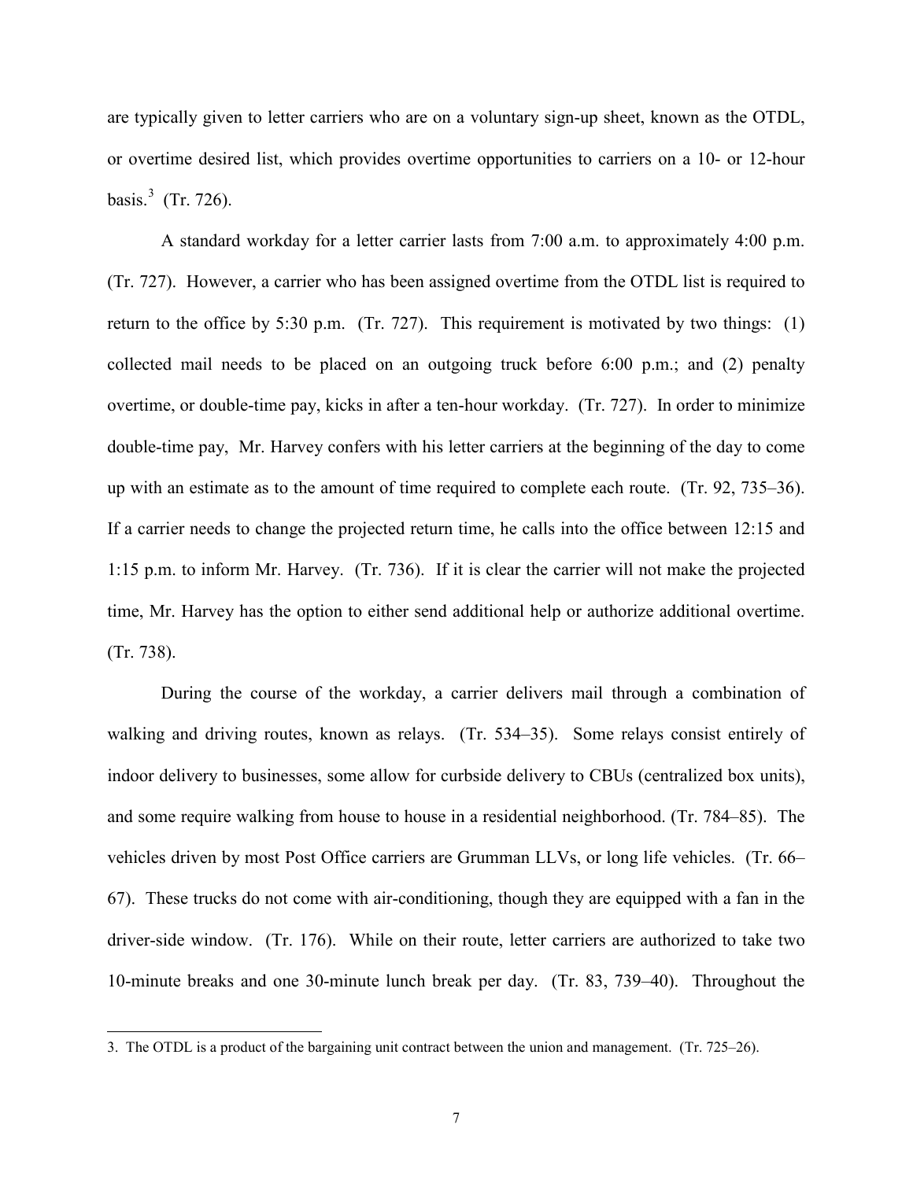are typically given to letter carriers who are on a voluntary sign-up sheet, known as the OTDL, or overtime desired list, which provides overtime opportunities to carriers on a 10- or 12-hour basis.[3] (Tr. 726).

A standard workday for a letter carrier lasts from 7:00 a.m. to approximately 4:00 p.m. (Tr. 727). However, a carrier who has been assigned overtime from the OTDL list is required to return to the office by 5:30 p.m. (Tr. 727). This requirement is motivated by two things: (1) collected mail needs to be placed on an outgoing truck before 6:00 p.m.; and (2) penalty overtime, or double-time pay, kicks in after a ten-hour workday. (Tr. 727). In order to minimize double-time pay, Mr. Harvey confers with his letter carriers at the beginning of the day to come up with an estimate as to the amount of time required to complete each route. (Tr. 92, 735–36). If a carrier needs to change the projected return time, he calls into the office between 12:15 and 1:15 p.m. to inform Mr. Harvey. (Tr. 736). If it is clear the carrier will not make the projected time, Mr. Harvey has the option to either send additional help or authorize additional overtime. (Tr. 738).

During the course of the workday, a carrier delivers mail through a combination of walking and driving routes, known as relays. (Tr. 534–35). Some relays consist entirely of indoor delivery to businesses, some allow for curbside delivery to CBUs (centralized box units), and some require walking from house to house in a residential neighborhood. (Tr. 784–85). The vehicles driven by most Post Office carriers are Grumman LLVs, or long life vehicles. (Tr. 66–67). These trucks do not come with air-conditioning, though they are equipped with a fan in the driver-side window. (Tr. 176). While on their route, letter carriers are authorized to take two 10-minute breaks and one 30-minute lunch break per day. (Tr. 83, 739–40). Throughout the

---

3. The OTDL is a product of the bargaining unit contract between the union and management. (Tr. 725–26).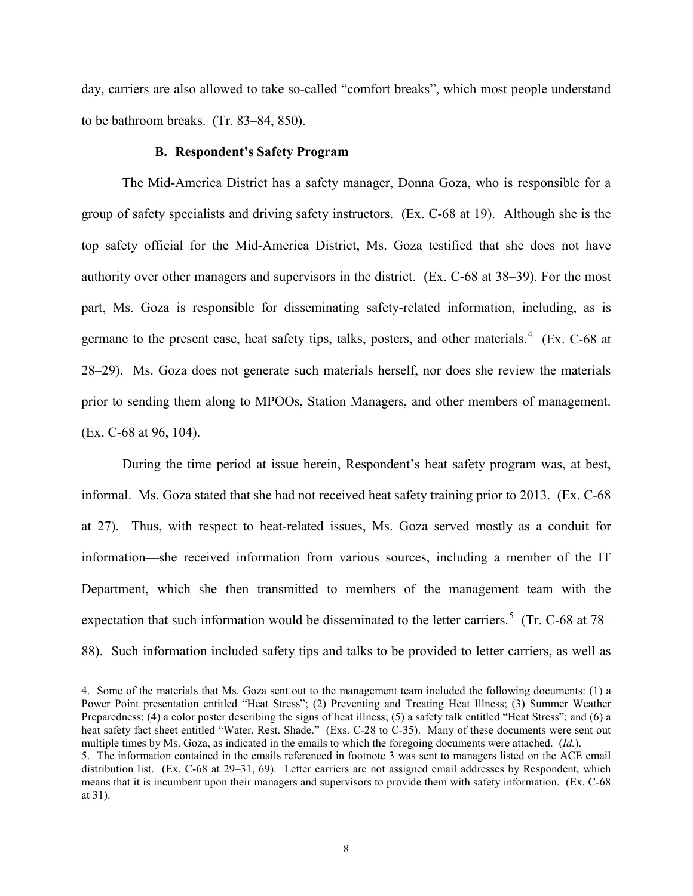day, carriers are also allowed to take so-called "comfort breaks", which most people understand to be bathroom breaks. (Tr. 83–84, 850).

### B. Respondent's Safety Program

The Mid-America District has a safety manager, Donna Goza, who is responsible for a group of safety specialists and driving safety instructors. (Ex. C-68 at 19). Although she is the top safety official for the Mid-America District, Ms. Goza testified that she does not have authority over other managers and supervisors in the district. (Ex. C-68 at 38–39). For the most part, Ms. Goza is responsible for disseminating safety-related information, including, as is germane to the present case, heat safety tips, talks, posters, and other materials.[4] (Ex. C-68 at 28–29). Ms. Goza does not generate such materials herself, nor does she review the materials prior to sending them along to MPOOs, Station Managers, and other members of management. (Ex. C-68 at 96, 104).

During the time period at issue herein, Respondent's heat safety program was, at best, informal. Ms. Goza stated that she had not received heat safety training prior to 2013. (Ex. C-68 at 27). Thus, with respect to heat-related issues, Ms. Goza served mostly as a conduit for information—she received information from various sources, including a member of the IT Department, which she then transmitted to members of the management team with the expectation that such information would be disseminated to the letter carriers.[5] (Tr. C-68 at 78–88). Such information included safety tips and talks to be provided to letter carriers, as well as

---

4. Some of the materials that Ms. Goza sent out to the management team included the following documents: (1) a Power Point presentation entitled "Heat Stress"; (2) Preventing and Treating Heat Illness; (3) Summer Weather Preparedness; (4) a color poster describing the signs of heat illness; (5) a safety talk entitled "Heat Stress"; and (6) a heat safety fact sheet entitled "Water. Rest. Shade." (Exs. C-28 to C-35). Many of these documents were sent out multiple times by Ms. Goza, as indicated in the emails to which the foregoing documents were attached. (*Id.*).

5. The information contained in the emails referenced in footnote 3 was sent to managers listed on the ACE email distribution list. (Ex. C-68 at 29–31, 69). Letter carriers are not assigned email addresses by Respondent, which means that it is incumbent upon their managers and supervisors to provide them with safety information. (Ex. C-68 at 31).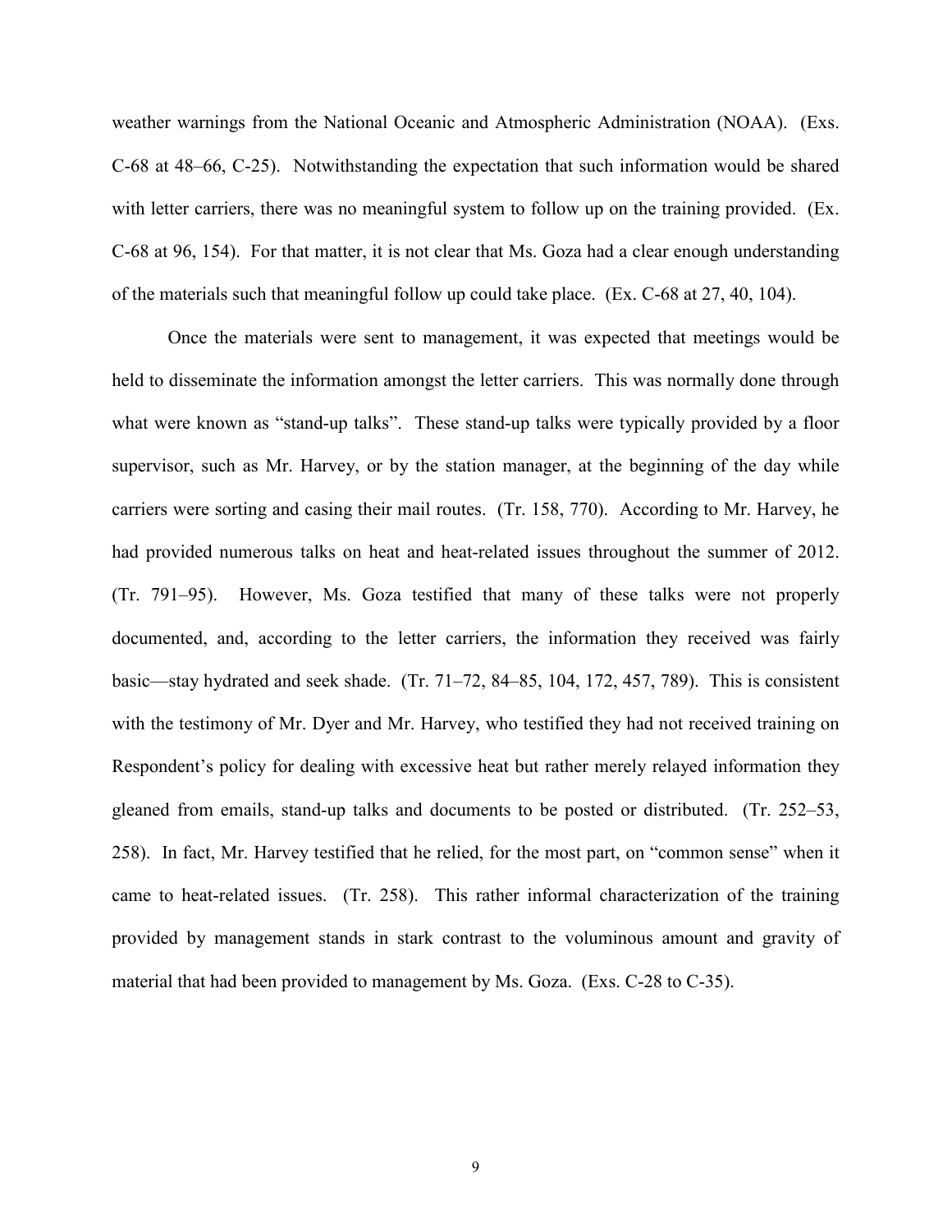weather warnings from the National Oceanic and Atmospheric Administration (NOAA). (Exs. C-68 at 48–66, C-25). Notwithstanding the expectation that such information would be shared with letter carriers, there was no meaningful system to follow up on the training provided. (Ex. C-68 at 96, 154). For that matter, it is not clear that Ms. Goza had a clear enough understanding of the materials such that meaningful follow up could take place. (Ex. C-68 at 27, 40, 104).

Once the materials were sent to management, it was expected that meetings would be held to disseminate the information amongst the letter carriers. This was normally done through what were known as "stand-up talks". These stand-up talks were typically provided by a floor supervisor, such as Mr. Harvey, or by the station manager, at the beginning of the day while carriers were sorting and casing their mail routes. (Tr. 158, 770). According to Mr. Harvey, he had provided numerous talks on heat and heat-related issues throughout the summer of 2012. (Tr. 791–95). However, Ms. Goza testified that many of these talks were not properly documented, and, according to the letter carriers, the information they received was fairly basic—stay hydrated and seek shade. (Tr. 71–72, 84–85, 104, 172, 457, 789). This is consistent with the testimony of Mr. Dyer and Mr. Harvey, who testified they had not received training on Respondent's policy for dealing with excessive heat but rather merely relayed information they gleaned from emails, stand-up talks and documents to be posted or distributed. (Tr. 252–53, 258). In fact, Mr. Harvey testified that he relied, for the most part, on "common sense" when it came to heat-related issues. (Tr. 258). This rather informal characterization of the training provided by management stands in stark contrast to the voluminous amount and gravity of material that had been provided to management by Ms. Goza. (Exs. C-28 to C-35).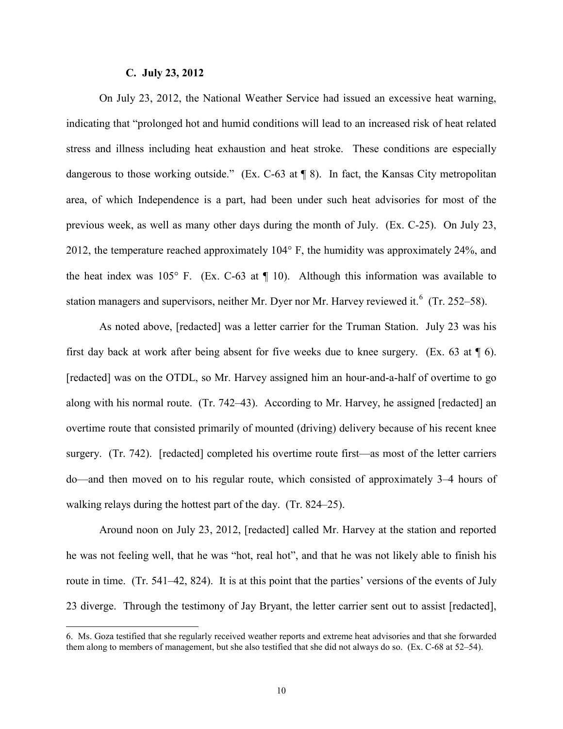### C. July 23, 2012

On July 23, 2012, the National Weather Service had issued an excessive heat warning, indicating that "prolonged hot and humid conditions will lead to an increased risk of heat related stress and illness including heat exhaustion and heat stroke. These conditions are especially dangerous to those working outside." (Ex. C-63 at ¶ 8). In fact, the Kansas City metropolitan area, of which Independence is a part, had been under such heat advisories for most of the previous week, as well as many other days during the month of July. (Ex. C-25). On July 23, 2012, the temperature reached approximately 104° F, the humidity was approximately 24%, and the heat index was 105° F. (Ex. C-63 at ¶ 10). Although this information was available to station managers and supervisors, neither Mr. Dyer nor Mr. Harvey reviewed it.[6] (Tr. 252–58).

As noted above, [redacted] was a letter carrier for the Truman Station. July 23 was his first day back at work after being absent for five weeks due to knee surgery. (Ex. 63 at ¶ 6). [redacted] was on the OTDL, so Mr. Harvey assigned him an hour-and-a-half of overtime to go along with his normal route. (Tr. 742–43). According to Mr. Harvey, he assigned [redacted] an overtime route that consisted primarily of mounted (driving) delivery because of his recent knee surgery. (Tr. 742). [redacted] completed his overtime route first—as most of the letter carriers do—and then moved on to his regular route, which consisted of approximately 3–4 hours of walking relays during the hottest part of the day. (Tr. 824–25).

Around noon on July 23, 2012, [redacted] called Mr. Harvey at the station and reported he was not feeling well, that he was "hot, real hot", and that he was not likely able to finish his route in time. (Tr. 541–42, 824). It is at this point that the parties' versions of the events of July 23 diverge. Through the testimony of Jay Bryant, the letter carrier sent out to assist [redacted],

---

6. Ms. Goza testified that she regularly received weather reports and extreme heat advisories and that she forwarded them along to members of management, but she also testified that she did not always do so. (Ex. C-68 at 52–54).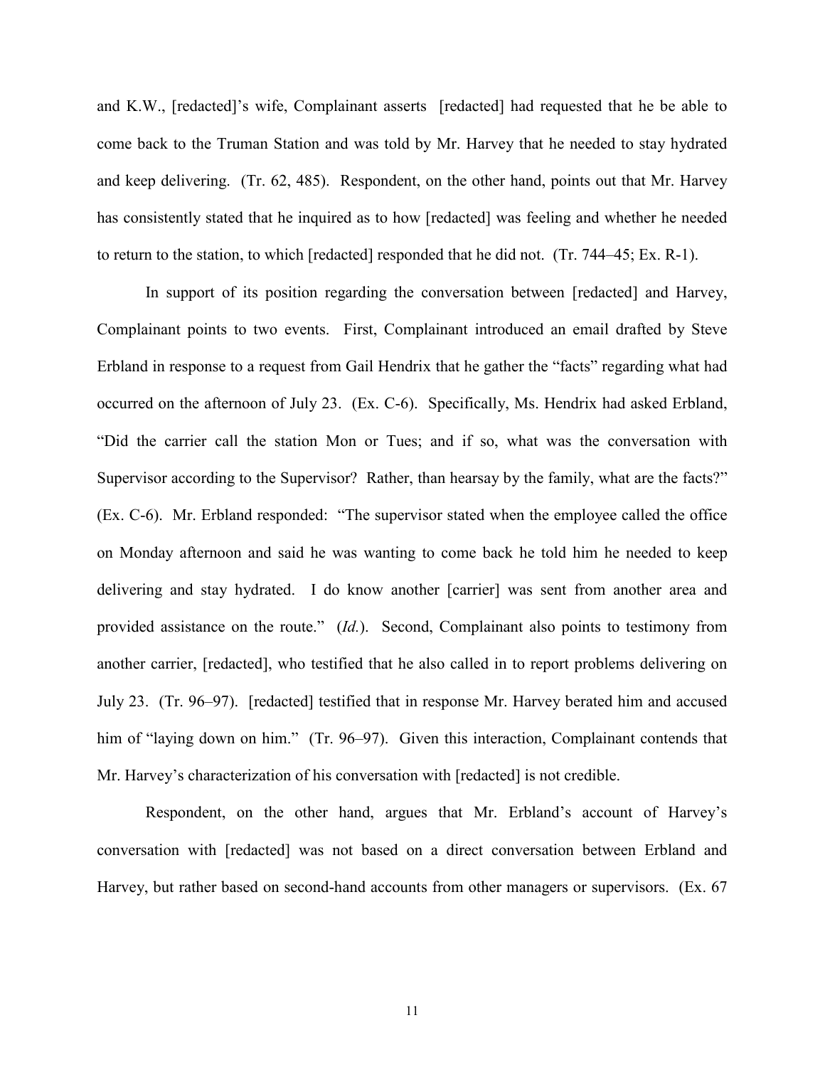and K.W., [redacted]'s wife, Complainant asserts [redacted] had requested that he be able to come back to the Truman Station and was told by Mr. Harvey that he needed to stay hydrated and keep delivering. (Tr. 62, 485). Respondent, on the other hand, points out that Mr. Harvey has consistently stated that he inquired as to how [redacted] was feeling and whether he needed to return to the station, to which [redacted] responded that he did not. (Tr. 744–45; Ex. R-1).

In support of its position regarding the conversation between [redacted] and Harvey, Complainant points to two events. First, Complainant introduced an email drafted by Steve Erbland in response to a request from Gail Hendrix that he gather the "facts" regarding what had occurred on the afternoon of July 23. (Ex. C-6). Specifically, Ms. Hendrix had asked Erbland, "Did the carrier call the station Mon or Tues; and if so, what was the conversation with Supervisor according to the Supervisor? Rather, than hearsay by the family, what are the facts?" (Ex. C-6). Mr. Erbland responded: "The supervisor stated when the employee called the office on Monday afternoon and said he was wanting to come back he told him he needed to keep delivering and stay hydrated. I do know another [carrier] was sent from another area and provided assistance on the route." (*Id.*). Second, Complainant also points to testimony from another carrier, [redacted], who testified that he also called in to report problems delivering on July 23. (Tr. 96–97). [redacted] testified that in response Mr. Harvey berated him and accused him of "laying down on him." (Tr. 96–97). Given this interaction, Complainant contends that Mr. Harvey's characterization of his conversation with [redacted] is not credible.

Respondent, on the other hand, argues that Mr. Erbland's account of Harvey's conversation with [redacted] was not based on a direct conversation between Erbland and Harvey, but rather based on second-hand accounts from other managers or supervisors. (Ex. 67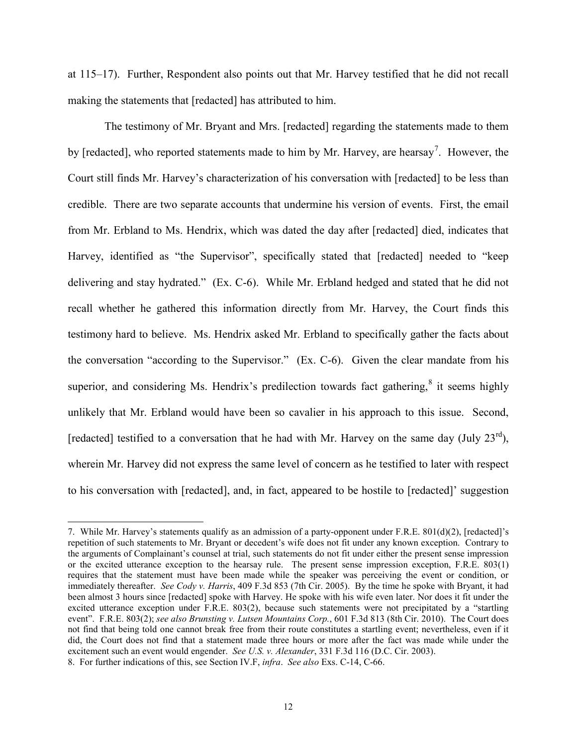at 115–17). Further, Respondent also points out that Mr. Harvey testified that he did not recall making the statements that [redacted] has attributed to him.

The testimony of Mr. Bryant and Mrs. [redacted] regarding the statements made to them by [redacted], who reported statements made to him by Mr. Harvey, are hearsay[7]. However, the Court still finds Mr. Harvey's characterization of his conversation with [redacted] to be less than credible. There are two separate accounts that undermine his version of events. First, the email from Mr. Erbland to Ms. Hendrix, which was dated the day after [redacted] died, indicates that Harvey, identified as "the Supervisor", specifically stated that [redacted] needed to "keep delivering and stay hydrated." (Ex. C-6). While Mr. Erbland hedged and stated that he did not recall whether he gathered this information directly from Mr. Harvey, the Court finds this testimony hard to believe. Ms. Hendrix asked Mr. Erbland to specifically gather the facts about the conversation "according to the Supervisor." (Ex. C-6). Given the clear mandate from his superior, and considering Ms. Hendrix's predilection towards fact gathering,[8] it seems highly unlikely that Mr. Erbland would have been so cavalier in his approach to this issue. Second, [redacted] testified to a conversation that he had with Mr. Harvey on the same day (July 23rd), wherein Mr. Harvey did not express the same level of concern as he testified to later with respect to his conversation with [redacted], and, in fact, appeared to be hostile to [redacted]' suggestion

---

7. While Mr. Harvey's statements qualify as an admission of a party-opponent under F.R.E. 801(d)(2), [redacted]'s repetition of such statements to Mr. Bryant or decedent's wife does not fit under any known exception. Contrary to the arguments of Complainant's counsel at trial, such statements do not fit under either the present sense impression or the excited utterance exception to the hearsay rule. The present sense impression exception, F.R.E. 803(1) requires that the statement must have been made while the speaker was perceiving the event or condition, or immediately thereafter. *See Cody v. Harris*, 409 F.3d 853 (7th Cir. 2005). By the time he spoke with Bryant, it had been almost 3 hours since [redacted] spoke with Harvey. He spoke with his wife even later. Nor does it fit under the excited utterance exception under F.R.E. 803(2), because such statements were not precipitated by a "startling event". F.R.E. 803(2); *see also Brunsting v. Lutsen Mountains Corp.*, 601 F.3d 813 (8th Cir. 2010). The Court does not find that being told one cannot break free from their route constitutes a startling event; nevertheless, even if it did, the Court does not find that a statement made three hours or more after the fact was made while under the excitement such an event would engender. *See U.S. v. Alexander*, 331 F.3d 116 (D.C. Cir. 2003).

8. For further indications of this, see Section IV.F, *infra*. *See also* Exs. C-14, C-66.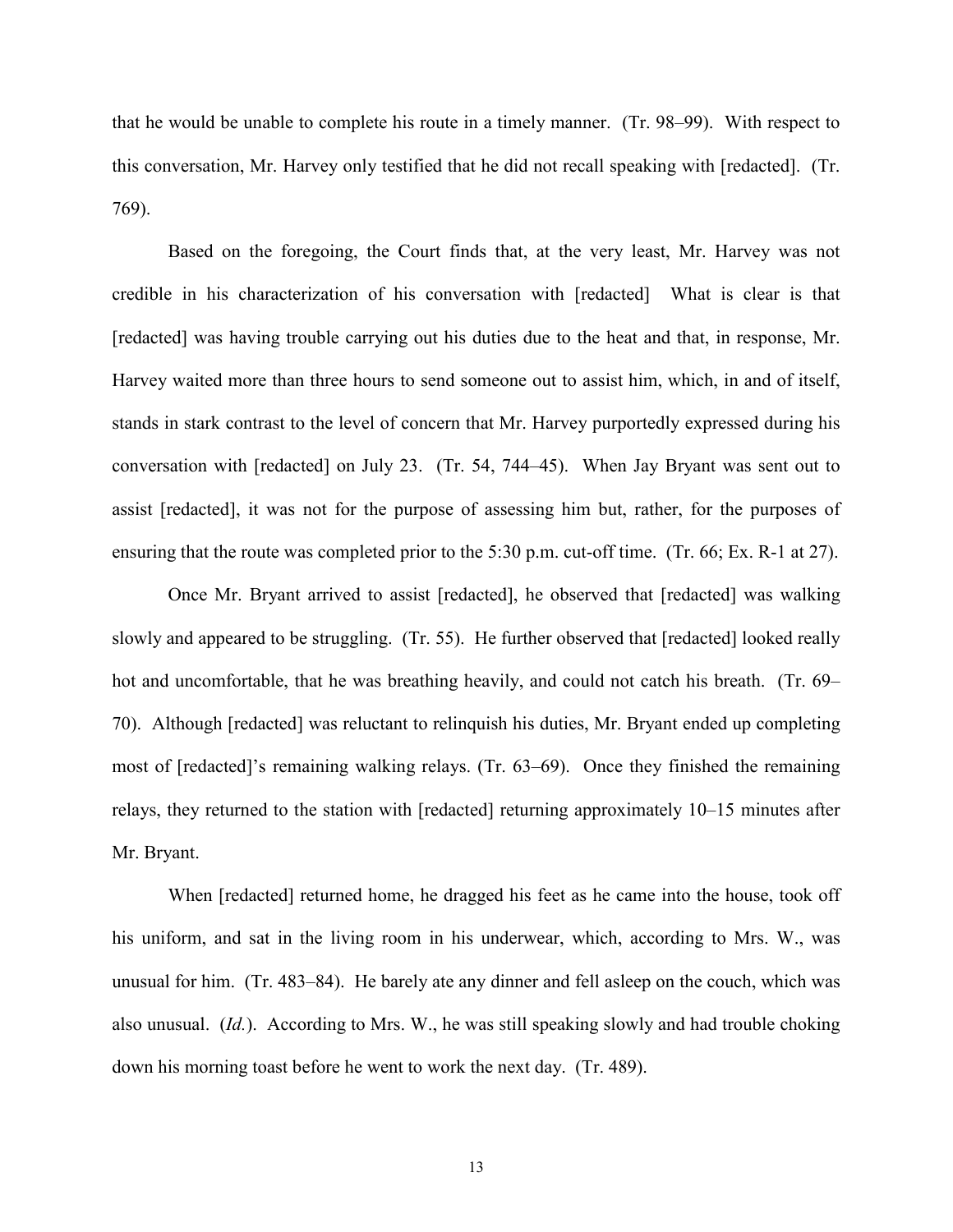that he would be unable to complete his route in a timely manner. (Tr. 98–99). With respect to this conversation, Mr. Harvey only testified that he did not recall speaking with [redacted]. (Tr. 769).

Based on the foregoing, the Court finds that, at the very least, Mr. Harvey was not credible in his characterization of his conversation with [redacted] What is clear is that [redacted] was having trouble carrying out his duties due to the heat and that, in response, Mr. Harvey waited more than three hours to send someone out to assist him, which, in and of itself, stands in stark contrast to the level of concern that Mr. Harvey purportedly expressed during his conversation with [redacted] on July 23. (Tr. 54, 744–45). When Jay Bryant was sent out to assist [redacted], it was not for the purpose of assessing him but, rather, for the purposes of ensuring that the route was completed prior to the 5:30 p.m. cut-off time. (Tr. 66; Ex. R-1 at 27).

Once Mr. Bryant arrived to assist [redacted], he observed that [redacted] was walking slowly and appeared to be struggling. (Tr. 55). He further observed that [redacted] looked really hot and uncomfortable, that he was breathing heavily, and could not catch his breath. (Tr. 69–70). Although [redacted] was reluctant to relinquish his duties, Mr. Bryant ended up completing most of [redacted]'s remaining walking relays. (Tr. 63–69). Once they finished the remaining relays, they returned to the station with [redacted] returning approximately 10–15 minutes after Mr. Bryant.

When [redacted] returned home, he dragged his feet as he came into the house, took off his uniform, and sat in the living room in his underwear, which, according to Mrs. W., was unusual for him. (Tr. 483–84). He barely ate any dinner and fell asleep on the couch, which was also unusual. (*Id.*). According to Mrs. W., he was still speaking slowly and had trouble choking down his morning toast before he went to work the next day. (Tr. 489).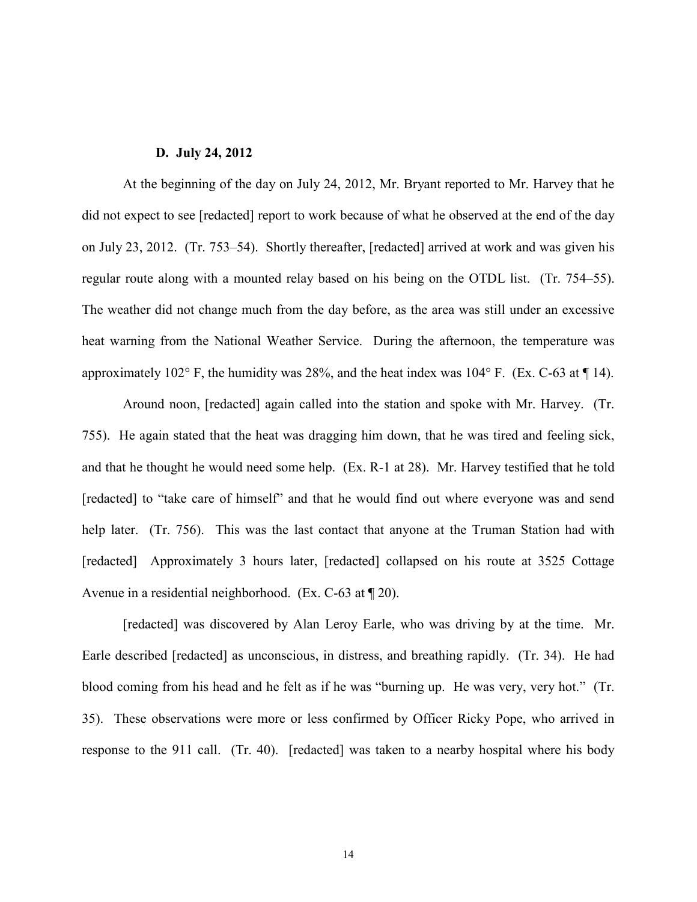### D. July 24, 2012

At the beginning of the day on July 24, 2012, Mr. Bryant reported to Mr. Harvey that he did not expect to see [redacted] report to work because of what he observed at the end of the day on July 23, 2012. (Tr. 753–54). Shortly thereafter, [redacted] arrived at work and was given his regular route along with a mounted relay based on his being on the OTDL list. (Tr. 754–55). The weather did not change much from the day before, as the area was still under an excessive heat warning from the National Weather Service. During the afternoon, the temperature was approximately 102° F, the humidity was 28%, and the heat index was 104° F. (Ex. C-63 at ¶ 14).

Around noon, [redacted] again called into the station and spoke with Mr. Harvey. (Tr. 755). He again stated that the heat was dragging him down, that he was tired and feeling sick, and that he thought he would need some help. (Ex. R-1 at 28). Mr. Harvey testified that he told [redacted] to "take care of himself" and that he would find out where everyone was and send help later. (Tr. 756). This was the last contact that anyone at the Truman Station had with [redacted] Approximately 3 hours later, [redacted] collapsed on his route at 3525 Cottage Avenue in a residential neighborhood. (Ex. C-63 at ¶ 20).

[redacted] was discovered by Alan Leroy Earle, who was driving by at the time. Mr. Earle described [redacted] as unconscious, in distress, and breathing rapidly. (Tr. 34). He had blood coming from his head and he felt as if he was "burning up. He was very, very hot." (Tr. 35). These observations were more or less confirmed by Officer Ricky Pope, who arrived in response to the 911 call. (Tr. 40). [redacted] was taken to a nearby hospital where his body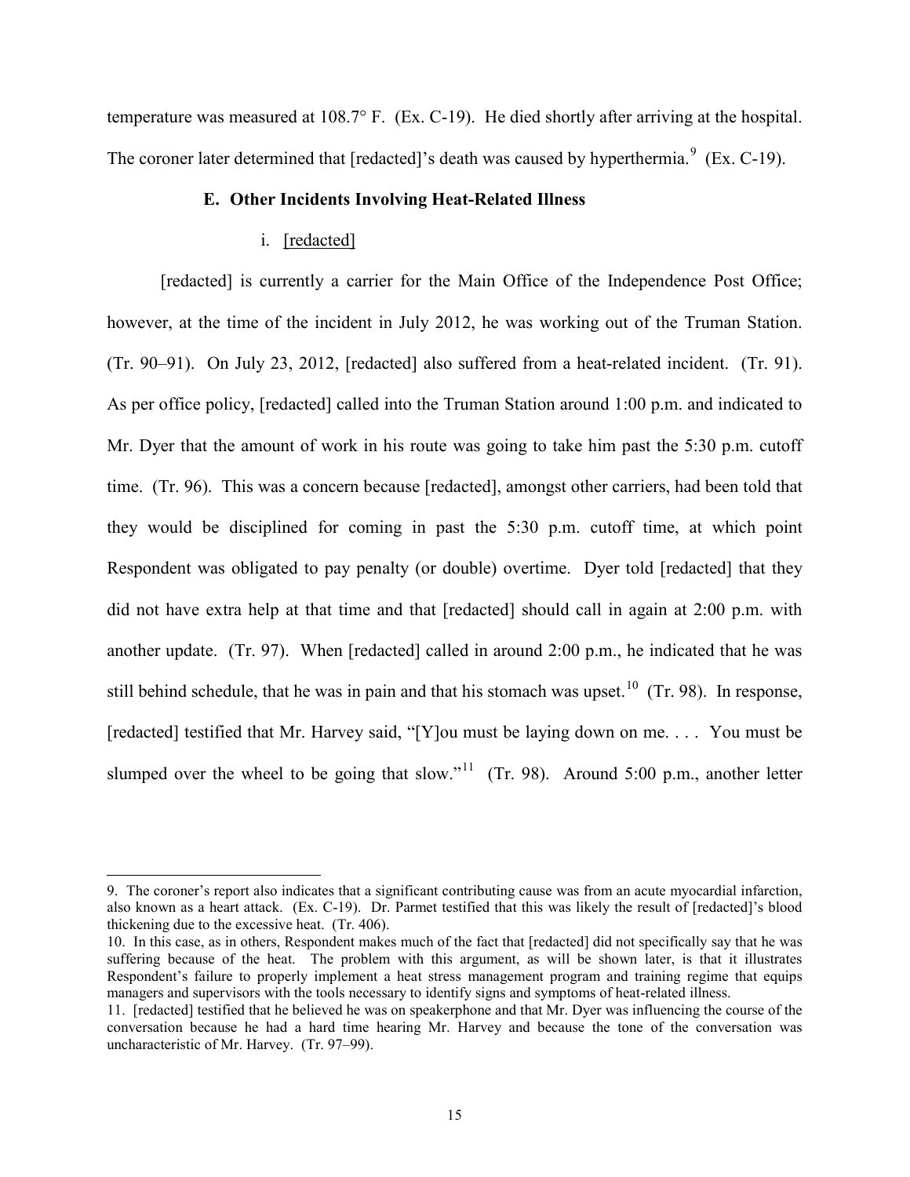temperature was measured at 108.7° F. (Ex. C-19). He died shortly after arriving at the hospital. The coroner later determined that [redacted]'s death was caused by hyperthermia.[9] (Ex. C-19).

### E. Other Incidents Involving Heat-Related Illness

#### i. [redacted]

[redacted] is currently a carrier for the Main Office of the Independence Post Office; however, at the time of the incident in July 2012, he was working out of the Truman Station. (Tr. 90–91). On July 23, 2012, [redacted] also suffered from a heat-related incident. (Tr. 91). As per office policy, [redacted] called into the Truman Station around 1:00 p.m. and indicated to Mr. Dyer that the amount of work in his route was going to take him past the 5:30 p.m. cutoff time. (Tr. 96). This was a concern because [redacted], amongst other carriers, had been told that they would be disciplined for coming in past the 5:30 p.m. cutoff time, at which point Respondent was obligated to pay penalty (or double) overtime. Dyer told [redacted] that they did not have extra help at that time and that [redacted] should call in again at 2:00 p.m. with another update. (Tr. 97). When [redacted] called in around 2:00 p.m., he indicated that he was still behind schedule, that he was in pain and that his stomach was upset.[10] (Tr. 98). In response, [redacted] testified that Mr. Harvey said, "[Y]ou must be laying down on me. . . . You must be slumped over the wheel to be going that slow."[11] (Tr. 98). Around 5:00 p.m., another letter

---

9. The coroner's report also indicates that a significant contributing cause was from an acute myocardial infarction, also known as a heart attack. (Ex. C-19). Dr. Parmet testified that this was likely the result of [redacted]'s blood thickening due to the excessive heat. (Tr. 406).

10. In this case, as in others, Respondent makes much of the fact that [redacted] did not specifically say that he was suffering because of the heat. The problem with this argument, as will be shown later, is that it illustrates Respondent's failure to properly implement a heat stress management program and training regime that equips managers and supervisors with the tools necessary to identify signs and symptoms of heat-related illness.

11. [redacted] testified that he believed he was on speakerphone and that Mr. Dyer was influencing the course of the conversation because he had a hard time hearing Mr. Harvey and because the tone of the conversation was uncharacteristic of Mr. Harvey. (Tr. 97–99).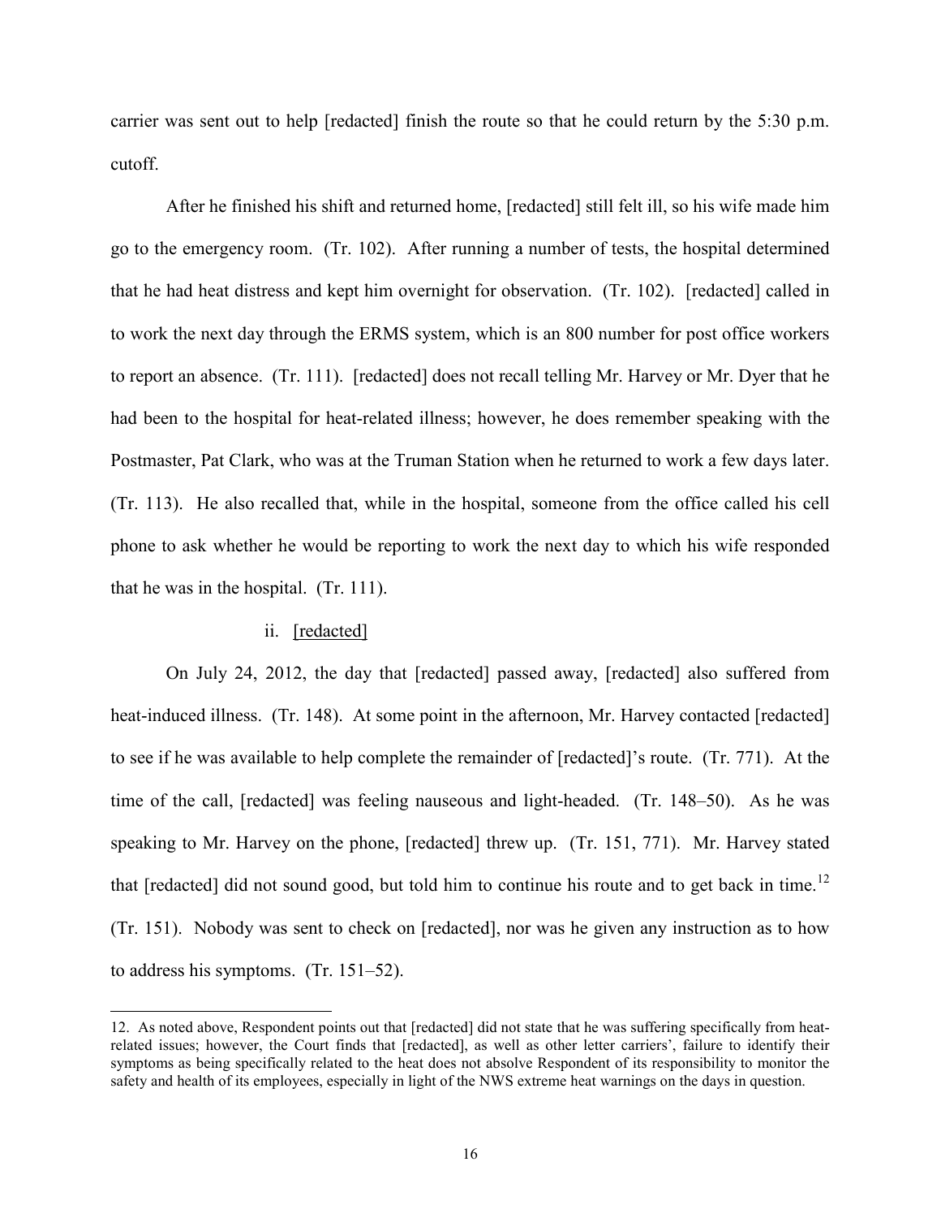carrier was sent out to help [redacted] finish the route so that he could return by the 5:30 p.m. cutoff.

After he finished his shift and returned home, [redacted] still felt ill, so his wife made him go to the emergency room. (Tr. 102). After running a number of tests, the hospital determined that he had heat distress and kept him overnight for observation. (Tr. 102). [redacted] called in to work the next day through the ERMS system, which is an 800 number for post office workers to report an absence. (Tr. 111). [redacted] does not recall telling Mr. Harvey or Mr. Dyer that he had been to the hospital for heat-related illness; however, he does remember speaking with the Postmaster, Pat Clark, who was at the Truman Station when he returned to work a few days later. (Tr. 113). He also recalled that, while in the hospital, someone from the office called his cell phone to ask whether he would be reporting to work the next day to which his wife responded that he was in the hospital. (Tr. 111).

ii. <u>[redacted]</u>

On July 24, 2012, the day that [redacted] passed away, [redacted] also suffered from heat-induced illness. (Tr. 148). At some point in the afternoon, Mr. Harvey contacted [redacted] to see if he was available to help complete the remainder of [redacted]'s route. (Tr. 771). At the time of the call, [redacted] was feeling nauseous and light-headed. (Tr. 148–50). As he was speaking to Mr. Harvey on the phone, [redacted] threw up. (Tr. 151, 771). Mr. Harvey stated that [redacted] did not sound good, but told him to continue his route and to get back in time.[12] (Tr. 151). Nobody was sent to check on [redacted], nor was he given any instruction as to how to address his symptoms. (Tr. 151–52).

---

12. As noted above, Respondent points out that [redacted] did not state that he was suffering specifically from heat-related issues; however, the Court finds that [redacted], as well as other letter carriers', failure to identify their symptoms as being specifically related to the heat does not absolve Respondent of its responsibility to monitor the safety and health of its employees, especially in light of the NWS extreme heat warnings on the days in question.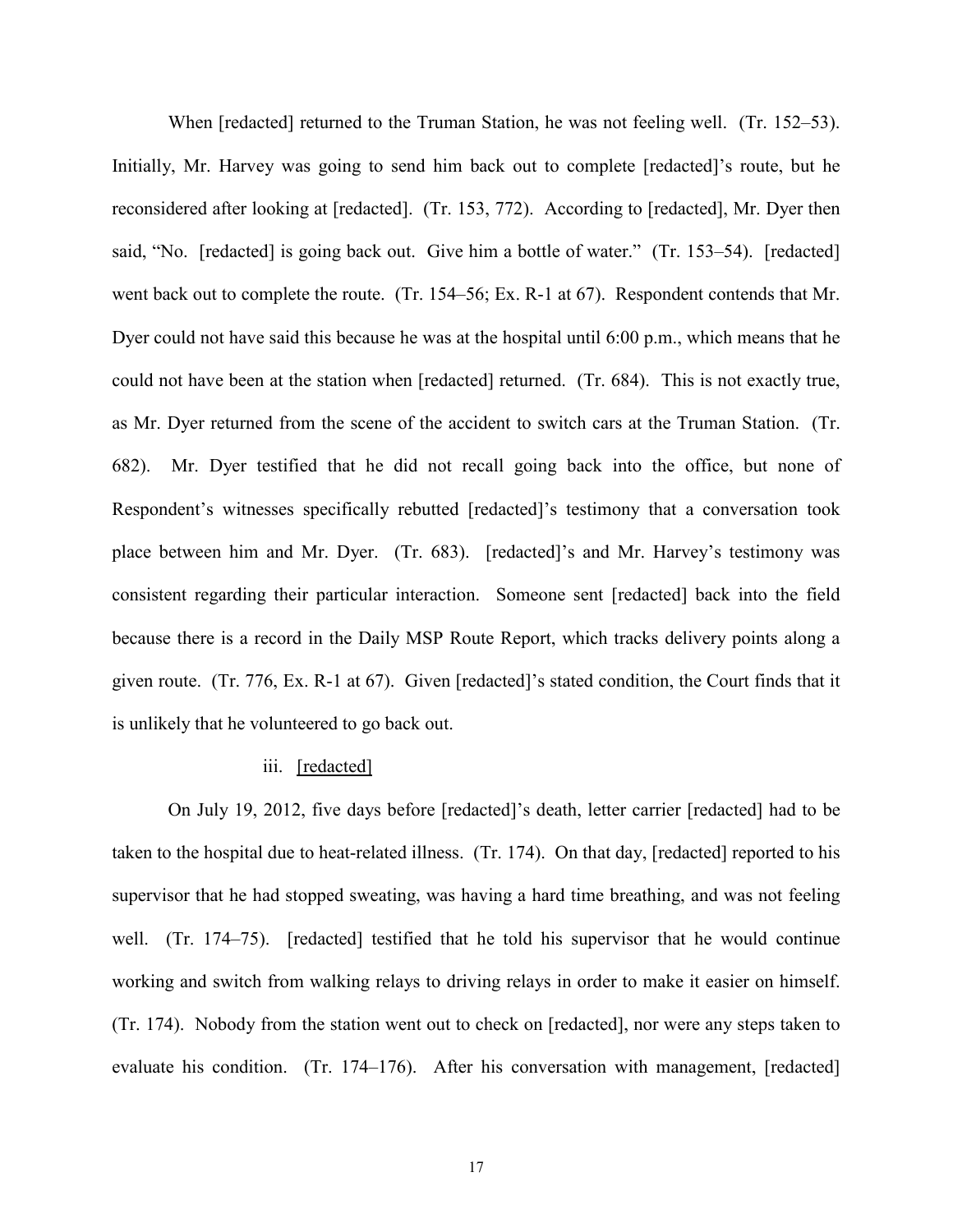When [redacted] returned to the Truman Station, he was not feeling well. (Tr. 152–53). Initially, Mr. Harvey was going to send him back out to complete [redacted]'s route, but he reconsidered after looking at [redacted]. (Tr. 153, 772). According to [redacted], Mr. Dyer then said, "No. [redacted] is going back out. Give him a bottle of water." (Tr. 153–54). [redacted] went back out to complete the route. (Tr. 154–56; Ex. R-1 at 67). Respondent contends that Mr. Dyer could not have said this because he was at the hospital until 6:00 p.m., which means that he could not have been at the station when [redacted] returned. (Tr. 684). This is not exactly true, as Mr. Dyer returned from the scene of the accident to switch cars at the Truman Station. (Tr. 682). Mr. Dyer testified that he did not recall going back into the office, but none of Respondent's witnesses specifically rebutted [redacted]'s testimony that a conversation took place between him and Mr. Dyer. (Tr. 683). [redacted]'s and Mr. Harvey's testimony was consistent regarding their particular interaction. Someone sent [redacted] back into the field because there is a record in the Daily MSP Route Report, which tracks delivery points along a given route. (Tr. 776, Ex. R-1 at 67). Given [redacted]'s stated condition, the Court finds that it is unlikely that he volunteered to go back out.

iii. [redacted]

On July 19, 2012, five days before [redacted]'s death, letter carrier [redacted] had to be taken to the hospital due to heat-related illness. (Tr. 174). On that day, [redacted] reported to his supervisor that he had stopped sweating, was having a hard time breathing, and was not feeling well. (Tr. 174–75). [redacted] testified that he told his supervisor that he would continue working and switch from walking relays to driving relays in order to make it easier on himself. (Tr. 174). Nobody from the station went out to check on [redacted], nor were any steps taken to evaluate his condition. (Tr. 174–176). After his conversation with management, [redacted]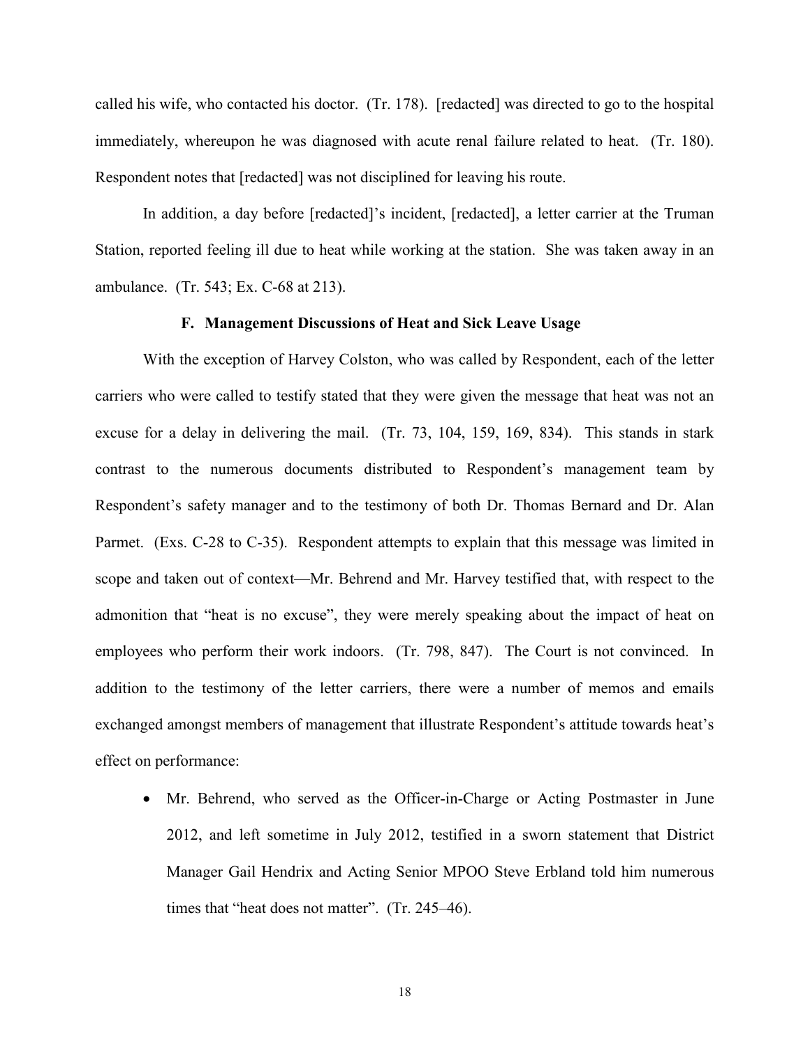called his wife, who contacted his doctor. (Tr. 178). [redacted] was directed to go to the hospital immediately, whereupon he was diagnosed with acute renal failure related to heat. (Tr. 180). Respondent notes that [redacted] was not disciplined for leaving his route.

In addition, a day before [redacted]'s incident, [redacted], a letter carrier at the Truman Station, reported feeling ill due to heat while working at the station. She was taken away in an ambulance. (Tr. 543; Ex. C-68 at 213).

### F. Management Discussions of Heat and Sick Leave Usage

With the exception of Harvey Colston, who was called by Respondent, each of the letter carriers who were called to testify stated that they were given the message that heat was not an excuse for a delay in delivering the mail. (Tr. 73, 104, 159, 169, 834). This stands in stark contrast to the numerous documents distributed to Respondent's management team by Respondent's safety manager and to the testimony of both Dr. Thomas Bernard and Dr. Alan Parmet. (Exs. C-28 to C-35). Respondent attempts to explain that this message was limited in scope and taken out of context—Mr. Behrend and Mr. Harvey testified that, with respect to the admonition that "heat is no excuse", they were merely speaking about the impact of heat on employees who perform their work indoors. (Tr. 798, 847). The Court is not convinced. In addition to the testimony of the letter carriers, there were a number of memos and emails exchanged amongst members of management that illustrate Respondent's attitude towards heat's effect on performance:

- Mr. Behrend, who served as the Officer-in-Charge or Acting Postmaster in June 2012, and left sometime in July 2012, testified in a sworn statement that District Manager Gail Hendrix and Acting Senior MPOO Steve Erbland told him numerous times that "heat does not matter". (Tr. 245–46).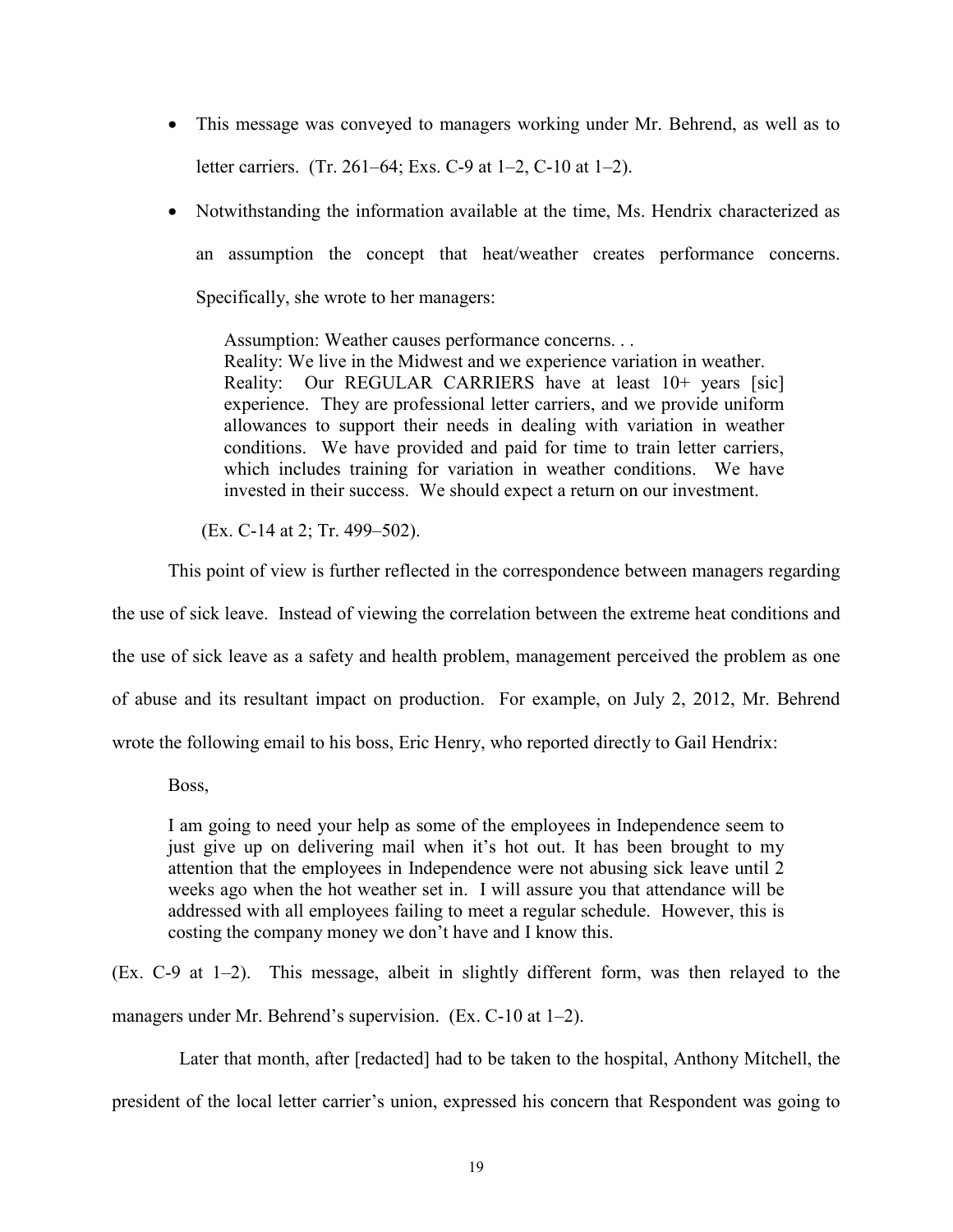- This message was conveyed to managers working under Mr. Behrend, as well as to letter carriers. (Tr. 261–64; Exs. C-9 at 1–2, C-10 at 1–2).
- Notwithstanding the information available at the time, Ms. Hendrix characterized as an assumption the concept that heat/weather creates performance concerns. Specifically, she wrote to her managers:

  > Assumption: Weather causes performance concerns. . .
  > Reality: We live in the Midwest and we experience variation in weather.
  > Reality: Our REGULAR CARRIERS have at least 10+ years [sic] experience. They are professional letter carriers, and we provide uniform allowances to support their needs in dealing with variation in weather conditions. We have provided and paid for time to train letter carriers, which includes training for variation in weather conditions. We have invested in their success. We should expect a return on our investment.

  (Ex. C-14 at 2; Tr. 499–502).

This point of view is further reflected in the correspondence between managers regarding the use of sick leave. Instead of viewing the correlation between the extreme heat conditions and the use of sick leave as a safety and health problem, management perceived the problem as one of abuse and its resultant impact on production. For example, on July 2, 2012, Mr. Behrend wrote the following email to his boss, Eric Henry, who reported directly to Gail Hendrix:

> Boss,
>
> I am going to need your help as some of the employees in Independence seem to just give up on delivering mail when it's hot out. It has been brought to my attention that the employees in Independence were not abusing sick leave until 2 weeks ago when the hot weather set in. I will assure you that attendance will be addressed with all employees failing to meet a regular schedule. However, this is costing the company money we don't have and I know this.

(Ex. C-9 at 1–2). This message, albeit in slightly different form, was then relayed to the managers under Mr. Behrend's supervision. (Ex. C-10 at 1–2).

Later that month, after [redacted] had to be taken to the hospital, Anthony Mitchell, the president of the local letter carrier's union, expressed his concern that Respondent was going to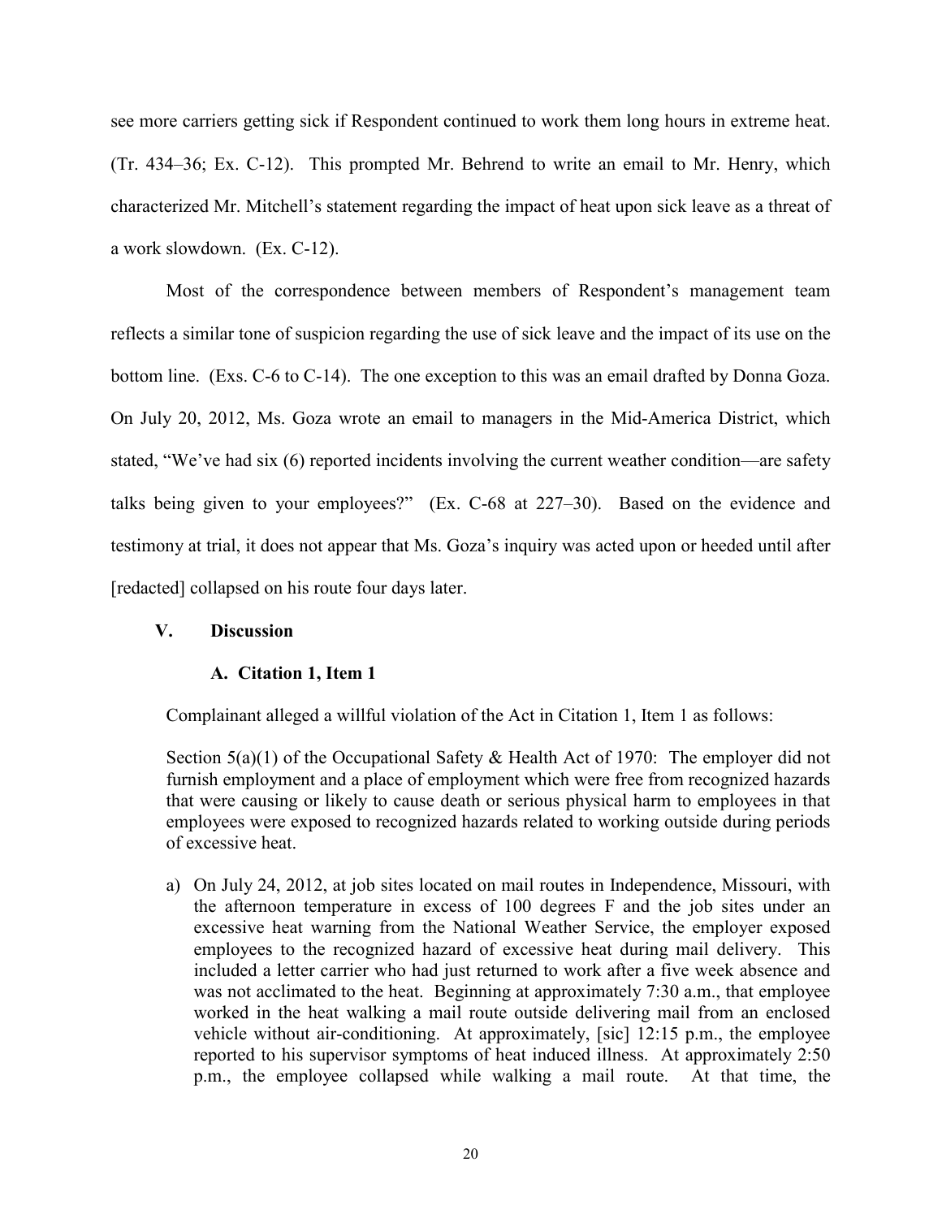see more carriers getting sick if Respondent continued to work them long hours in extreme heat. (Tr. 434–36; Ex. C-12). This prompted Mr. Behrend to write an email to Mr. Henry, which characterized Mr. Mitchell's statement regarding the impact of heat upon sick leave as a threat of a work slowdown. (Ex. C-12).

Most of the correspondence between members of Respondent's management team reflects a similar tone of suspicion regarding the use of sick leave and the impact of its use on the bottom line. (Exs. C-6 to C-14). The one exception to this was an email drafted by Donna Goza. On July 20, 2012, Ms. Goza wrote an email to managers in the Mid-America District, which stated, "We've had six (6) reported incidents involving the current weather condition—are safety talks being given to your employees?" (Ex. C-68 at 227–30). Based on the evidence and testimony at trial, it does not appear that Ms. Goza's inquiry was acted upon or heeded until after [redacted] collapsed on his route four days later.

## V. Discussion

### A. Citation 1, Item 1

Complainant alleged a willful violation of the Act in Citation 1, Item 1 as follows:

> Section 5(a)(1) of the Occupational Safety & Health Act of 1970: The employer did not furnish employment and a place of employment which were free from recognized hazards that were causing or likely to cause death or serious physical harm to employees in that employees were exposed to recognized hazards related to working outside during periods of excessive heat.
>
> a) On July 24, 2012, at job sites located on mail routes in Independence, Missouri, with the afternoon temperature in excess of 100 degrees F and the job sites under an excessive heat warning from the National Weather Service, the employer exposed employees to the recognized hazard of excessive heat during mail delivery. This included a letter carrier who had just returned to work after a five week absence and was not acclimated to the heat. Beginning at approximately 7:30 a.m., that employee worked in the heat walking a mail route outside delivering mail from an enclosed vehicle without air-conditioning. At approximately, [sic] 12:15 p.m., the employee reported to his supervisor symptoms of heat induced illness. At approximately 2:50 p.m., the employee collapsed while walking a mail route. At that time, the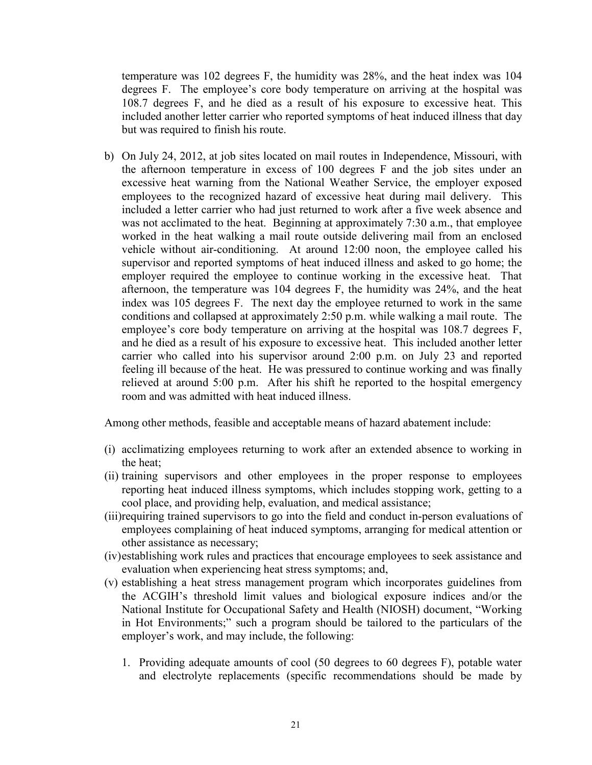temperature was 102 degrees F, the humidity was 28%, and the heat index was 104 degrees F. The employee's core body temperature on arriving at the hospital was 108.7 degrees F, and he died as a result of his exposure to excessive heat. This included another letter carrier who reported symptoms of heat induced illness that day but was required to finish his route.

b) On July 24, 2012, at job sites located on mail routes in Independence, Missouri, with the afternoon temperature in excess of 100 degrees F and the job sites under an excessive heat warning from the National Weather Service, the employer exposed employees to the recognized hazard of excessive heat during mail delivery. This included a letter carrier who had just returned to work after a five week absence and was not acclimated to the heat. Beginning at approximately 7:30 a.m., that employee worked in the heat walking a mail route outside delivering mail from an enclosed vehicle without air-conditioning. At around 12:00 noon, the employee called his supervisor and reported symptoms of heat induced illness and asked to go home; the employer required the employee to continue working in the excessive heat. That afternoon, the temperature was 104 degrees F, the humidity was 24%, and the heat index was 105 degrees F. The next day the employee returned to work in the same conditions and collapsed at approximately 2:50 p.m. while walking a mail route. The employee's core body temperature on arriving at the hospital was 108.7 degrees F, and he died as a result of his exposure to excessive heat. This included another letter carrier who called into his supervisor around 2:00 p.m. on July 23 and reported feeling ill because of the heat. He was pressured to continue working and was finally relieved at around 5:00 p.m. After his shift he reported to the hospital emergency room and was admitted with heat induced illness.

Among other methods, feasible and acceptable means of hazard abatement include:

(i) acclimatizing employees returning to work after an extended absence to working in the heat;

(ii) training supervisors and other employees in the proper response to employees reporting heat induced illness symptoms, which includes stopping work, getting to a cool place, and providing help, evaluation, and medical assistance;

(iii) requiring trained supervisors to go into the field and conduct in-person evaluations of employees complaining of heat induced symptoms, arranging for medical attention or other assistance as necessary;

(iv) establishing work rules and practices that encourage employees to seek assistance and evaluation when experiencing heat stress symptoms; and,

(v) establishing a heat stress management program which incorporates guidelines from the ACGIH's threshold limit values and biological exposure indices and/or the National Institute for Occupational Safety and Health (NIOSH) document, "Working in Hot Environments;" such a program should be tailored to the particulars of the employer's work, and may include, the following:

1. Providing adequate amounts of cool (50 degrees to 60 degrees F), potable water and electrolyte replacements (specific recommendations should be made by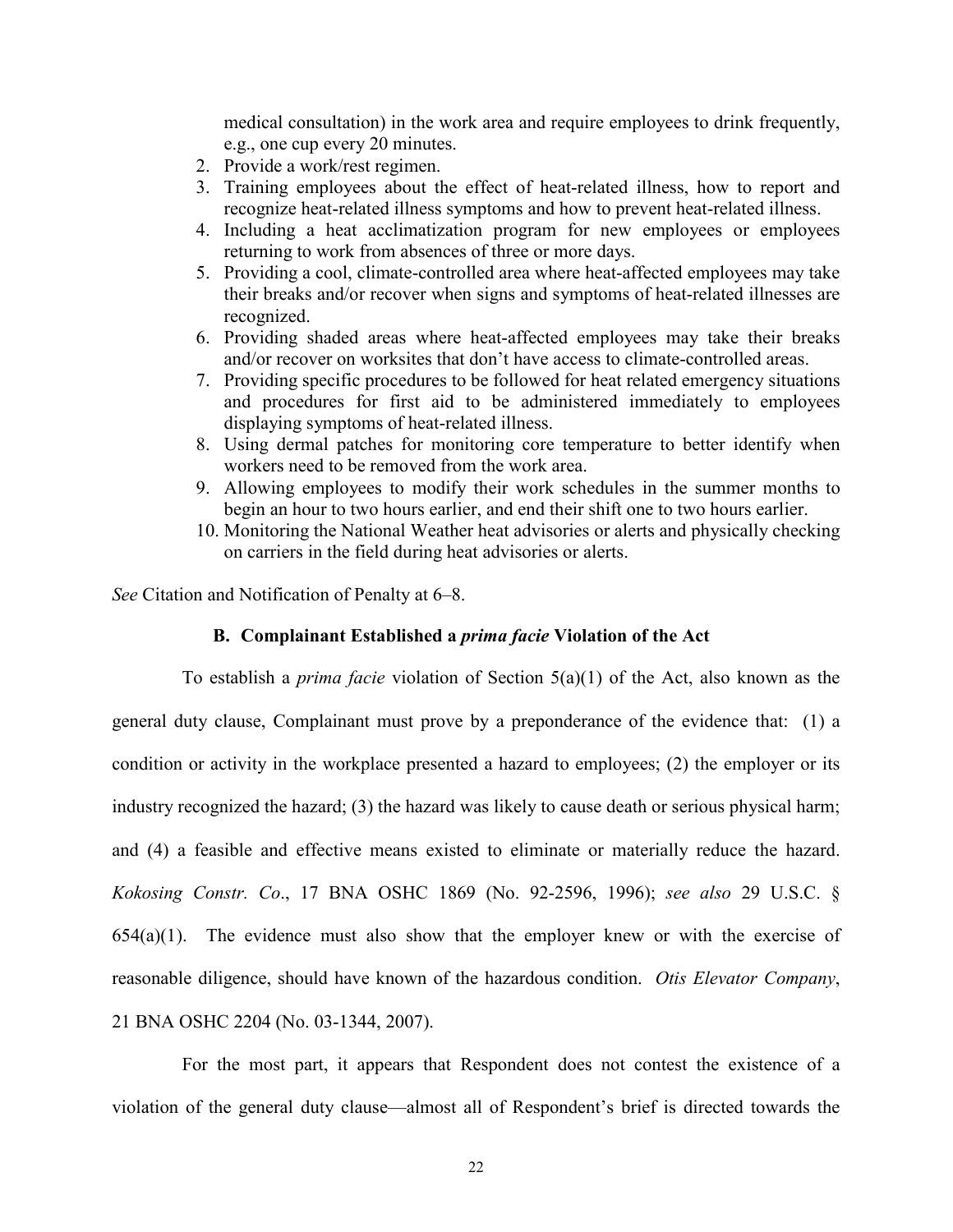medical consultation) in the work area and require employees to drink frequently, e.g., one cup every 20 minutes.

2. Provide a work/rest regimen.
3. Training employees about the effect of heat-related illness, how to report and recognize heat-related illness symptoms and how to prevent heat-related illness.
4. Including a heat acclimatization program for new employees or employees returning to work from absences of three or more days.
5. Providing a cool, climate-controlled area where heat-affected employees may take their breaks and/or recover when signs and symptoms of heat-related illnesses are recognized.
6. Providing shaded areas where heat-affected employees may take their breaks and/or recover on worksites that don't have access to climate-controlled areas.
7. Providing specific procedures to be followed for heat related emergency situations and procedures for first aid to be administered immediately to employees displaying symptoms of heat-related illness.
8. Using dermal patches for monitoring core temperature to better identify when workers need to be removed from the work area.
9. Allowing employees to modify their work schedules in the summer months to begin an hour to two hours earlier, and end their shift one to two hours earlier.
10. Monitoring the National Weather heat advisories or alerts and physically checking on carriers in the field during heat advisories or alerts.

*See* Citation and Notification of Penalty at 6–8.

### B. Complainant Established a *prima facie* Violation of the Act

To establish a *prima facie* violation of Section 5(a)(1) of the Act, also known as the general duty clause, Complainant must prove by a preponderance of the evidence that: (1) a condition or activity in the workplace presented a hazard to employees; (2) the employer or its industry recognized the hazard; (3) the hazard was likely to cause death or serious physical harm; and (4) a feasible and effective means existed to eliminate or materially reduce the hazard. *Kokosing Constr. Co*., 17 BNA OSHC 1869 (No. 92-2596, 1996); *see also* 29 U.S.C. § 654(a)(1). The evidence must also show that the employer knew or with the exercise of reasonable diligence, should have known of the hazardous condition. *Otis Elevator Company*, 21 BNA OSHC 2204 (No. 03-1344, 2007).

For the most part, it appears that Respondent does not contest the existence of a violation of the general duty clause—almost all of Respondent's brief is directed towards the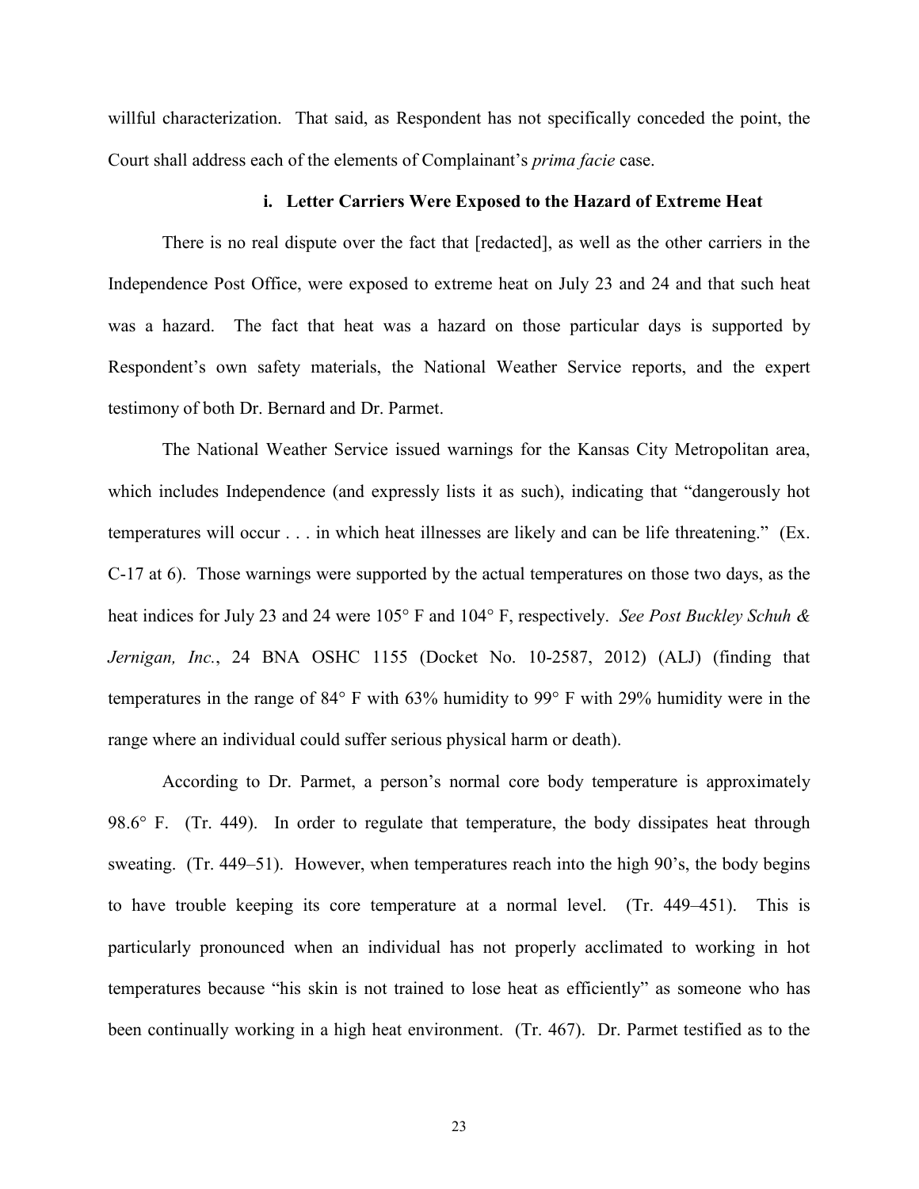willful characterization. That said, as Respondent has not specifically conceded the point, the Court shall address each of the elements of Complainant's *prima facie* case.

#### i. Letter Carriers Were Exposed to the Hazard of Extreme Heat

There is no real dispute over the fact that [redacted], as well as the other carriers in the Independence Post Office, were exposed to extreme heat on July 23 and 24 and that such heat was a hazard. The fact that heat was a hazard on those particular days is supported by Respondent's own safety materials, the National Weather Service reports, and the expert testimony of both Dr. Bernard and Dr. Parmet.

The National Weather Service issued warnings for the Kansas City Metropolitan area, which includes Independence (and expressly lists it as such), indicating that "dangerously hot temperatures will occur . . . in which heat illnesses are likely and can be life threatening." (Ex. C-17 at 6). Those warnings were supported by the actual temperatures on those two days, as the heat indices for July 23 and 24 were 105° F and 104° F, respectively. *See Post Buckley Schuh & Jernigan, Inc.*, 24 BNA OSHC 1155 (Docket No. 10-2587, 2012) (ALJ) (finding that temperatures in the range of 84° F with 63% humidity to 99° F with 29% humidity were in the range where an individual could suffer serious physical harm or death).

According to Dr. Parmet, a person's normal core body temperature is approximately 98.6° F. (Tr. 449). In order to regulate that temperature, the body dissipates heat through sweating. (Tr. 449–51). However, when temperatures reach into the high 90's, the body begins to have trouble keeping its core temperature at a normal level. (Tr. 449–451). This is particularly pronounced when an individual has not properly acclimated to working in hot temperatures because "his skin is not trained to lose heat as efficiently" as someone who has been continually working in a high heat environment. (Tr. 467). Dr. Parmet testified as to the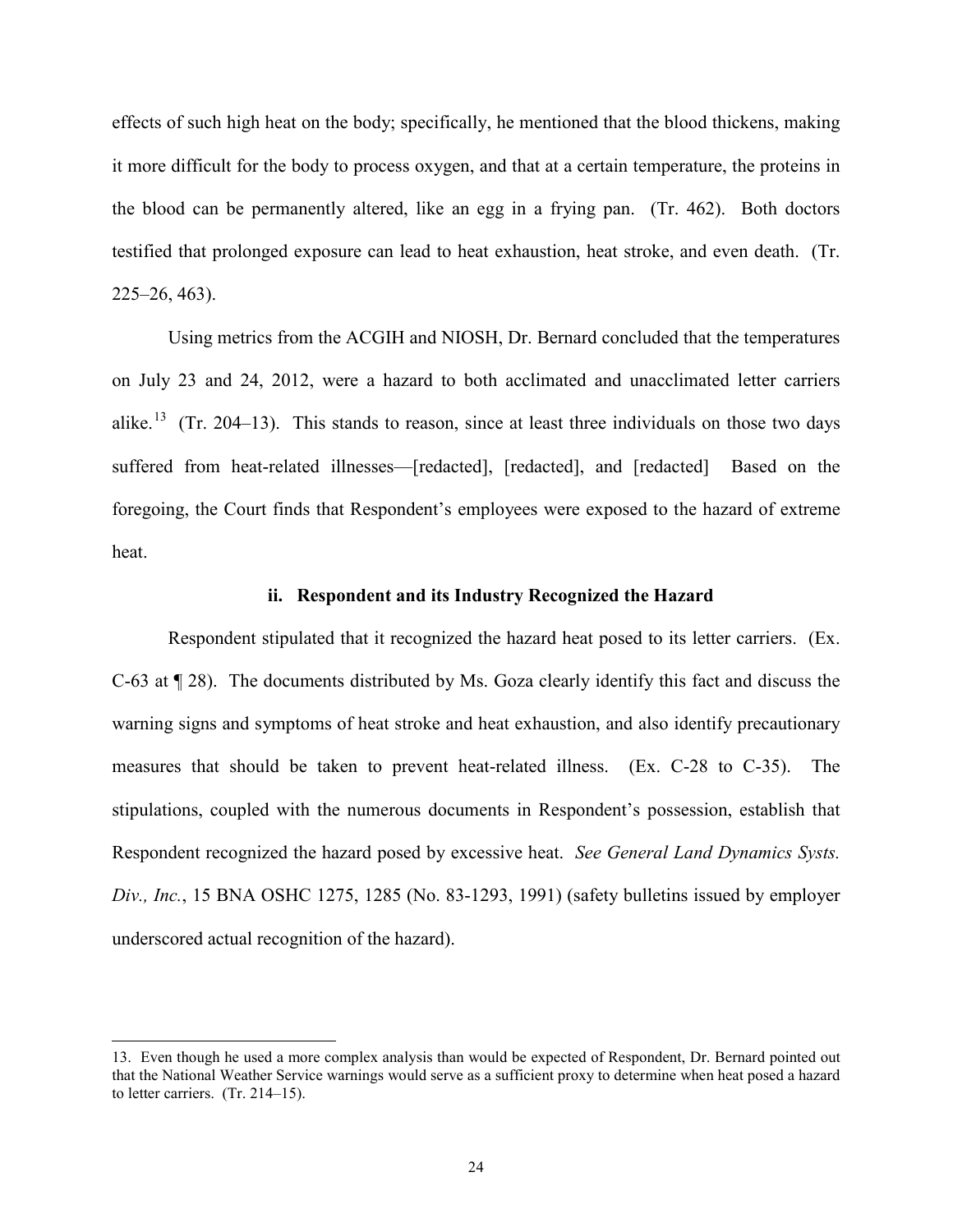effects of such high heat on the body; specifically, he mentioned that the blood thickens, making it more difficult for the body to process oxygen, and that at a certain temperature, the proteins in the blood can be permanently altered, like an egg in a frying pan. (Tr. 462). Both doctors testified that prolonged exposure can lead to heat exhaustion, heat stroke, and even death. (Tr. 225–26, 463).

Using metrics from the ACGIH and NIOSH, Dr. Bernard concluded that the temperatures on July 23 and 24, 2012, were a hazard to both acclimated and unacclimated letter carriers alike.[13] (Tr. 204–13). This stands to reason, since at least three individuals on those two days suffered from heat-related illnesses—[redacted], [redacted], and [redacted] Based on the foregoing, the Court finds that Respondent's employees were exposed to the hazard of extreme heat.

### ii. Respondent and its Industry Recognized the Hazard

Respondent stipulated that it recognized the hazard heat posed to its letter carriers. (Ex. C-63 at ¶ 28). The documents distributed by Ms. Goza clearly identify this fact and discuss the warning signs and symptoms of heat stroke and heat exhaustion, and also identify precautionary measures that should be taken to prevent heat-related illness. (Ex. C-28 to C-35). The stipulations, coupled with the numerous documents in Respondent's possession, establish that Respondent recognized the hazard posed by excessive heat. *See General Land Dynamics Systs. Div., Inc.*, 15 BNA OSHC 1275, 1285 (No. 83-1293, 1991) (safety bulletins issued by employer underscored actual recognition of the hazard).

---

13. Even though he used a more complex analysis than would be expected of Respondent, Dr. Bernard pointed out that the National Weather Service warnings would serve as a sufficient proxy to determine when heat posed a hazard to letter carriers. (Tr. 214–15).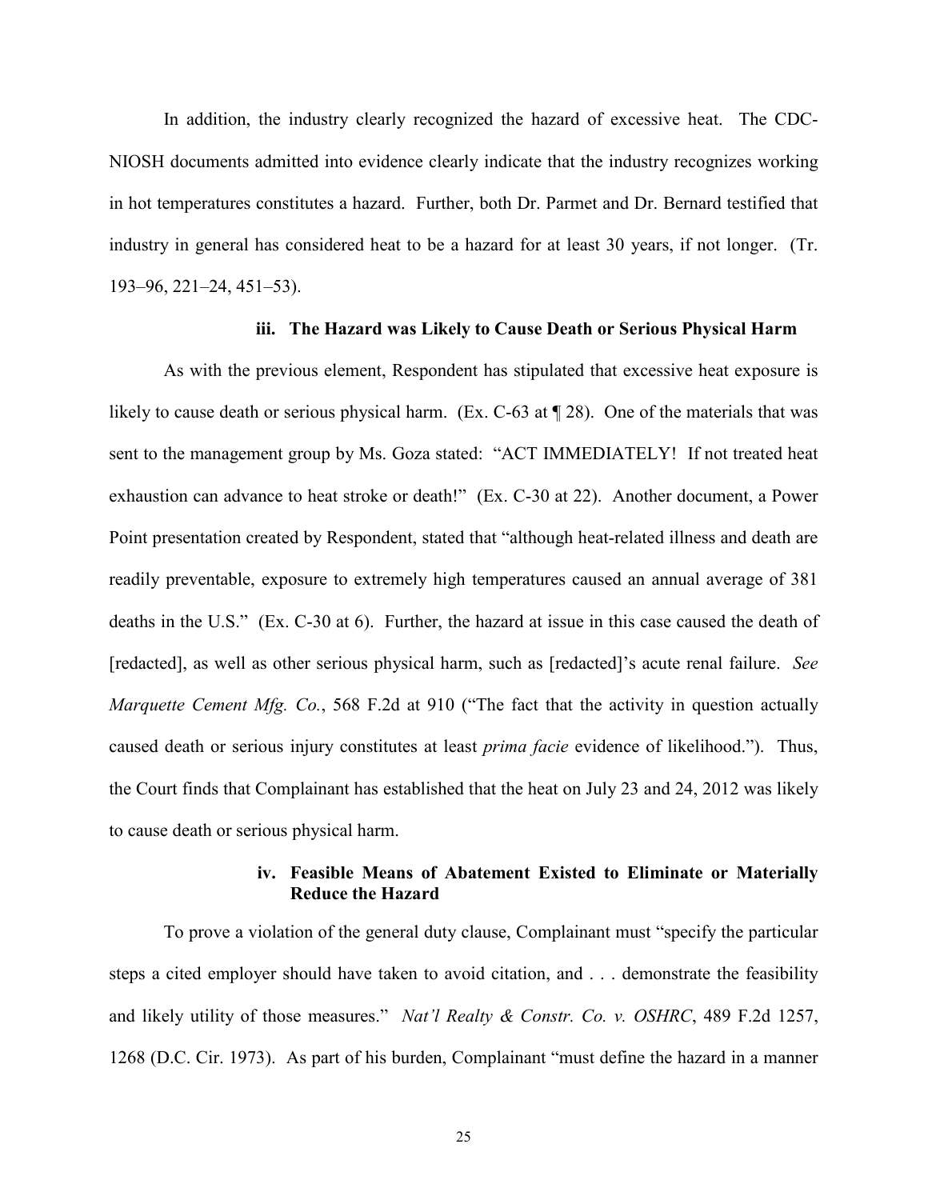In addition, the industry clearly recognized the hazard of excessive heat. The CDC-NIOSH documents admitted into evidence clearly indicate that the industry recognizes working in hot temperatures constitutes a hazard. Further, both Dr. Parmet and Dr. Bernard testified that industry in general has considered heat to be a hazard for at least 30 years, if not longer. (Tr. 193–96, 221–24, 451–53).

#### iii. The Hazard was Likely to Cause Death or Serious Physical Harm

As with the previous element, Respondent has stipulated that excessive heat exposure is likely to cause death or serious physical harm. (Ex. C-63 at ¶ 28). One of the materials that was sent to the management group by Ms. Goza stated: "ACT IMMEDIATELY! If not treated heat exhaustion can advance to heat stroke or death!" (Ex. C-30 at 22). Another document, a Power Point presentation created by Respondent, stated that "although heat-related illness and death are readily preventable, exposure to extremely high temperatures caused an annual average of 381 deaths in the U.S." (Ex. C-30 at 6). Further, the hazard at issue in this case caused the death of [redacted], as well as other serious physical harm, such as [redacted]'s acute renal failure. *See Marquette Cement Mfg. Co.*, 568 F.2d at 910 ("The fact that the activity in question actually caused death or serious injury constitutes at least *prima facie* evidence of likelihood."). Thus, the Court finds that Complainant has established that the heat on July 23 and 24, 2012 was likely to cause death or serious physical harm.

#### iv. Feasible Means of Abatement Existed to Eliminate or Materially Reduce the Hazard

To prove a violation of the general duty clause, Complainant must "specify the particular steps a cited employer should have taken to avoid citation, and . . . demonstrate the feasibility and likely utility of those measures." *Nat'l Realty & Constr. Co. v. OSHRC*, 489 F.2d 1257, 1268 (D.C. Cir. 1973). As part of his burden, Complainant "must define the hazard in a manner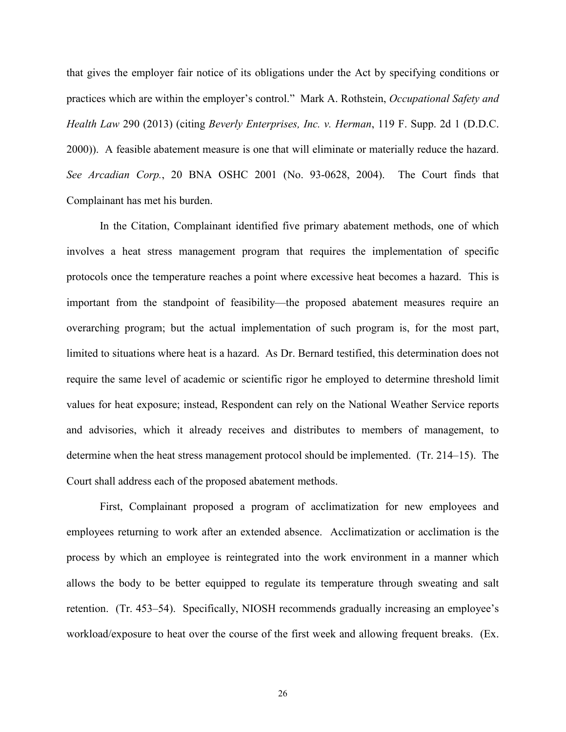that gives the employer fair notice of its obligations under the Act by specifying conditions or practices which are within the employer's control." Mark A. Rothstein, *Occupational Safety and Health Law* 290 (2013) (citing *Beverly Enterprises, Inc. v. Herman*, 119 F. Supp. 2d 1 (D.D.C. 2000)). A feasible abatement measure is one that will eliminate or materially reduce the hazard. *See Arcadian Corp.*, 20 BNA OSHC 2001 (No. 93-0628, 2004). The Court finds that Complainant has met his burden.

In the Citation, Complainant identified five primary abatement methods, one of which involves a heat stress management program that requires the implementation of specific protocols once the temperature reaches a point where excessive heat becomes a hazard. This is important from the standpoint of feasibility—the proposed abatement measures require an overarching program; but the actual implementation of such program is, for the most part, limited to situations where heat is a hazard. As Dr. Bernard testified, this determination does not require the same level of academic or scientific rigor he employed to determine threshold limit values for heat exposure; instead, Respondent can rely on the National Weather Service reports and advisories, which it already receives and distributes to members of management, to determine when the heat stress management protocol should be implemented. (Tr. 214–15). The Court shall address each of the proposed abatement methods.

First, Complainant proposed a program of acclimatization for new employees and employees returning to work after an extended absence. Acclimatization or acclimation is the process by which an employee is reintegrated into the work environment in a manner which allows the body to be better equipped to regulate its temperature through sweating and salt retention. (Tr. 453–54). Specifically, NIOSH recommends gradually increasing an employee's workload/exposure to heat over the course of the first week and allowing frequent breaks. (Ex.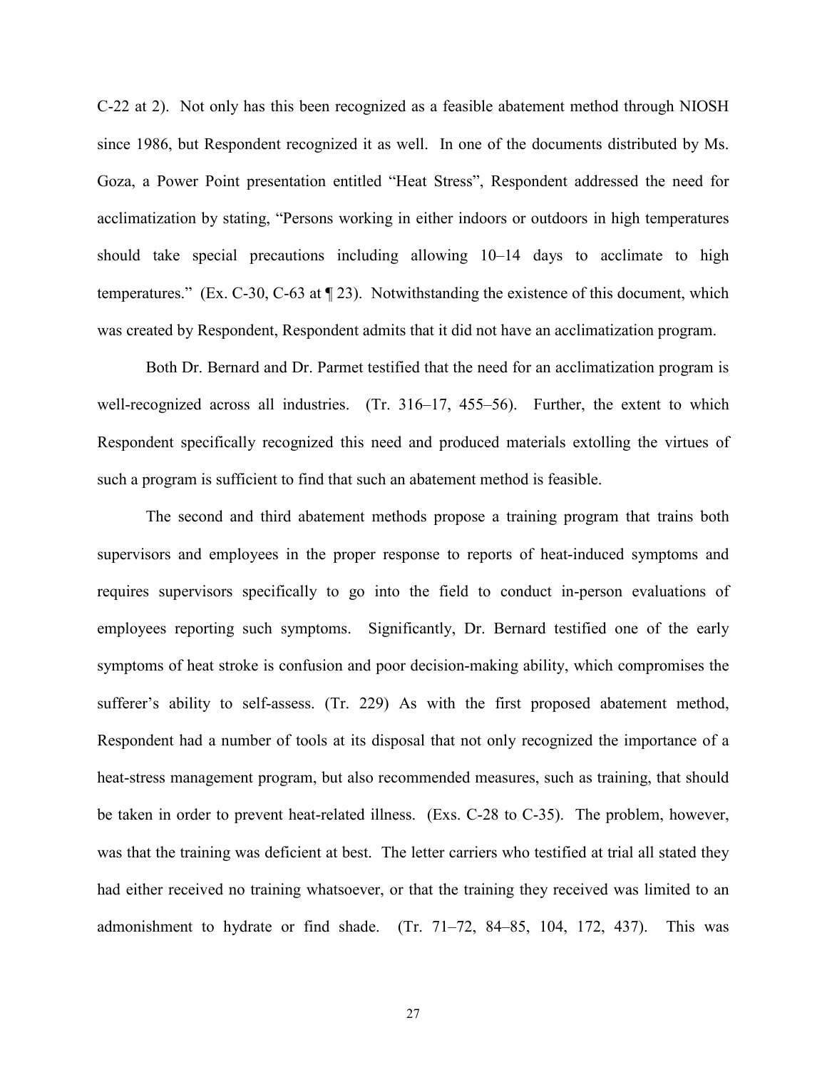C-22 at 2). Not only has this been recognized as a feasible abatement method through NIOSH since 1986, but Respondent recognized it as well. In one of the documents distributed by Ms. Goza, a Power Point presentation entitled "Heat Stress", Respondent addressed the need for acclimatization by stating, "Persons working in either indoors or outdoors in high temperatures should take special precautions including allowing 10–14 days to acclimate to high temperatures." (Ex. C-30, C-63 at ¶ 23). Notwithstanding the existence of this document, which was created by Respondent, Respondent admits that it did not have an acclimatization program.

Both Dr. Bernard and Dr. Parmet testified that the need for an acclimatization program is well-recognized across all industries. (Tr. 316–17, 455–56). Further, the extent to which Respondent specifically recognized this need and produced materials extolling the virtues of such a program is sufficient to find that such an abatement method is feasible.

The second and third abatement methods propose a training program that trains both supervisors and employees in the proper response to reports of heat-induced symptoms and requires supervisors specifically to go into the field to conduct in-person evaluations of employees reporting such symptoms. Significantly, Dr. Bernard testified one of the early symptoms of heat stroke is confusion and poor decision-making ability, which compromises the sufferer's ability to self-assess. (Tr. 229) As with the first proposed abatement method, Respondent had a number of tools at its disposal that not only recognized the importance of a heat-stress management program, but also recommended measures, such as training, that should be taken in order to prevent heat-related illness. (Exs. C-28 to C-35). The problem, however, was that the training was deficient at best. The letter carriers who testified at trial all stated they had either received no training whatsoever, or that the training they received was limited to an admonishment to hydrate or find shade. (Tr. 71–72, 84–85, 104, 172, 437). This was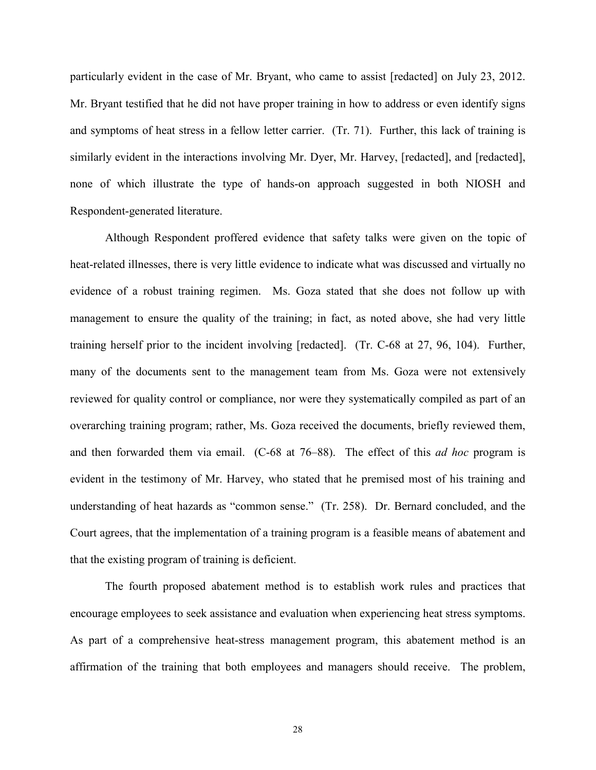particularly evident in the case of Mr. Bryant, who came to assist [redacted] on July 23, 2012. Mr. Bryant testified that he did not have proper training in how to address or even identify signs and symptoms of heat stress in a fellow letter carrier. (Tr. 71). Further, this lack of training is similarly evident in the interactions involving Mr. Dyer, Mr. Harvey, [redacted], and [redacted], none of which illustrate the type of hands-on approach suggested in both NIOSH and Respondent-generated literature.

Although Respondent proffered evidence that safety talks were given on the topic of heat-related illnesses, there is very little evidence to indicate what was discussed and virtually no evidence of a robust training regimen. Ms. Goza stated that she does not follow up with management to ensure the quality of the training; in fact, as noted above, she had very little training herself prior to the incident involving [redacted]. (Tr. C-68 at 27, 96, 104). Further, many of the documents sent to the management team from Ms. Goza were not extensively reviewed for quality control or compliance, nor were they systematically compiled as part of an overarching training program; rather, Ms. Goza received the documents, briefly reviewed them, and then forwarded them via email. (C-68 at 76–88). The effect of this *ad hoc* program is evident in the testimony of Mr. Harvey, who stated that he premised most of his training and understanding of heat hazards as "common sense." (Tr. 258). Dr. Bernard concluded, and the Court agrees, that the implementation of a training program is a feasible means of abatement and that the existing program of training is deficient.

The fourth proposed abatement method is to establish work rules and practices that encourage employees to seek assistance and evaluation when experiencing heat stress symptoms. As part of a comprehensive heat-stress management program, this abatement method is an affirmation of the training that both employees and managers should receive. The problem,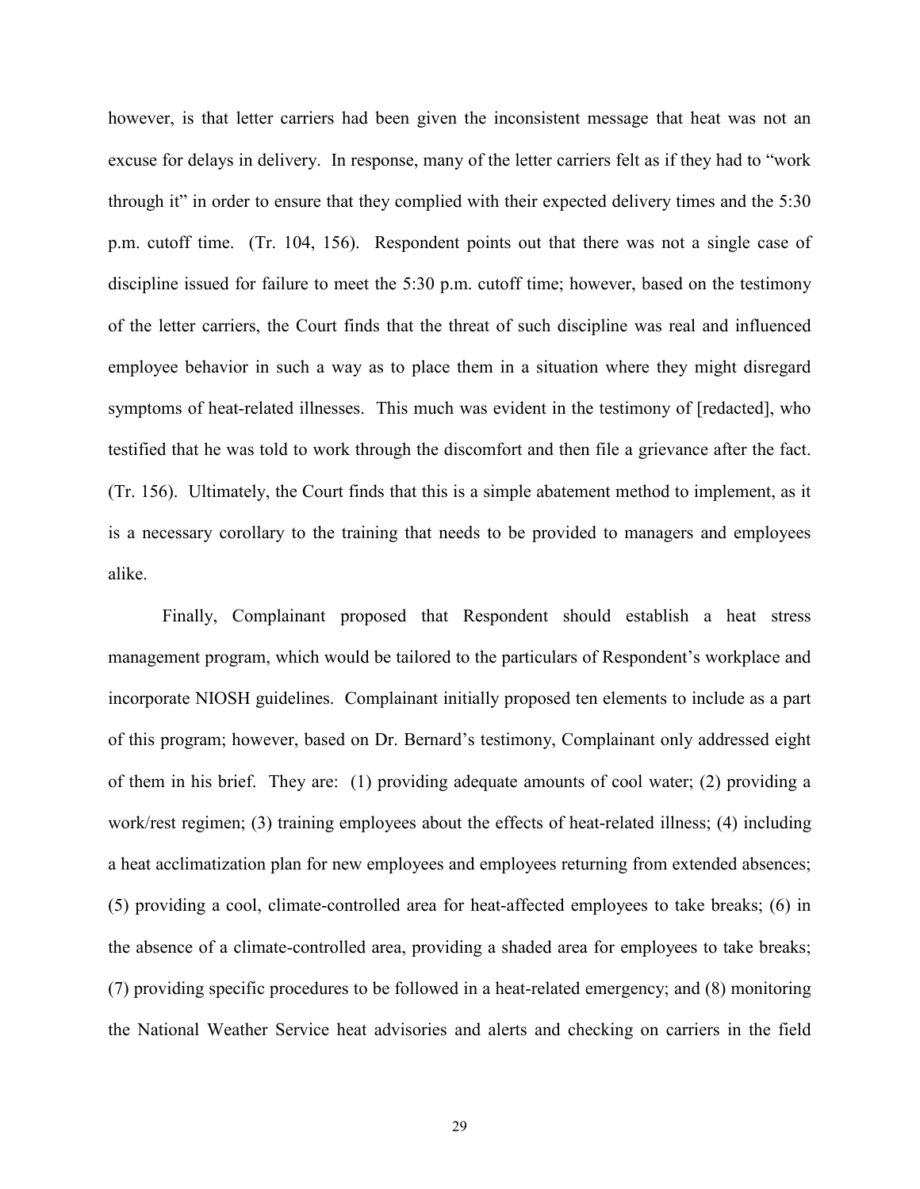however, is that letter carriers had been given the inconsistent message that heat was not an excuse for delays in delivery. In response, many of the letter carriers felt as if they had to "work through it" in order to ensure that they complied with their expected delivery times and the 5:30 p.m. cutoff time. (Tr. 104, 156). Respondent points out that there was not a single case of discipline issued for failure to meet the 5:30 p.m. cutoff time; however, based on the testimony of the letter carriers, the Court finds that the threat of such discipline was real and influenced employee behavior in such a way as to place them in a situation where they might disregard symptoms of heat-related illnesses. This much was evident in the testimony of [redacted], who testified that he was told to work through the discomfort and then file a grievance after the fact. (Tr. 156). Ultimately, the Court finds that this is a simple abatement method to implement, as it is a necessary corollary to the training that needs to be provided to managers and employees alike.

Finally, Complainant proposed that Respondent should establish a heat stress management program, which would be tailored to the particulars of Respondent's workplace and incorporate NIOSH guidelines. Complainant initially proposed ten elements to include as a part of this program; however, based on Dr. Bernard's testimony, Complainant only addressed eight of them in his brief. They are: (1) providing adequate amounts of cool water; (2) providing a work/rest regimen; (3) training employees about the effects of heat-related illness; (4) including a heat acclimatization plan for new employees and employees returning from extended absences; (5) providing a cool, climate-controlled area for heat-affected employees to take breaks; (6) in the absence of a climate-controlled area, providing a shaded area for employees to take breaks; (7) providing specific procedures to be followed in a heat-related emergency; and (8) monitoring the National Weather Service heat advisories and alerts and checking on carriers in the field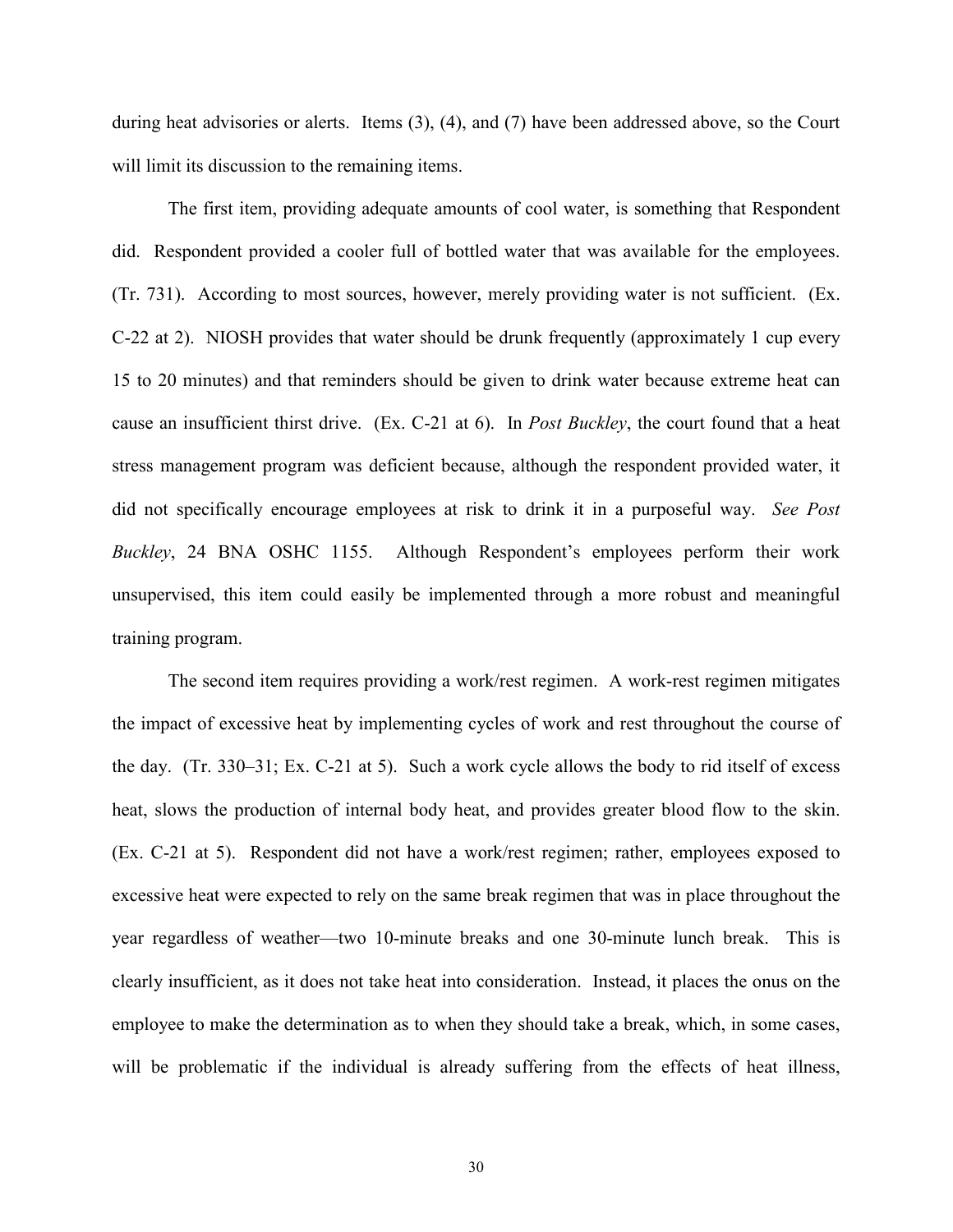during heat advisories or alerts. Items (3), (4), and (7) have been addressed above, so the Court will limit its discussion to the remaining items.

The first item, providing adequate amounts of cool water, is something that Respondent did. Respondent provided a cooler full of bottled water that was available for the employees. (Tr. 731). According to most sources, however, merely providing water is not sufficient. (Ex. C-22 at 2). NIOSH provides that water should be drunk frequently (approximately 1 cup every 15 to 20 minutes) and that reminders should be given to drink water because extreme heat can cause an insufficient thirst drive. (Ex. C-21 at 6). In *Post Buckley*, the court found that a heat stress management program was deficient because, although the respondent provided water, it did not specifically encourage employees at risk to drink it in a purposeful way. *See Post Buckley*, 24 BNA OSHC 1155. Although Respondent's employees perform their work unsupervised, this item could easily be implemented through a more robust and meaningful training program.

The second item requires providing a work/rest regimen. A work-rest regimen mitigates the impact of excessive heat by implementing cycles of work and rest throughout the course of the day. (Tr. 330–31; Ex. C-21 at 5). Such a work cycle allows the body to rid itself of excess heat, slows the production of internal body heat, and provides greater blood flow to the skin. (Ex. C-21 at 5). Respondent did not have a work/rest regimen; rather, employees exposed to excessive heat were expected to rely on the same break regimen that was in place throughout the year regardless of weather—two 10-minute breaks and one 30-minute lunch break. This is clearly insufficient, as it does not take heat into consideration. Instead, it places the onus on the employee to make the determination as to when they should take a break, which, in some cases, will be problematic if the individual is already suffering from the effects of heat illness,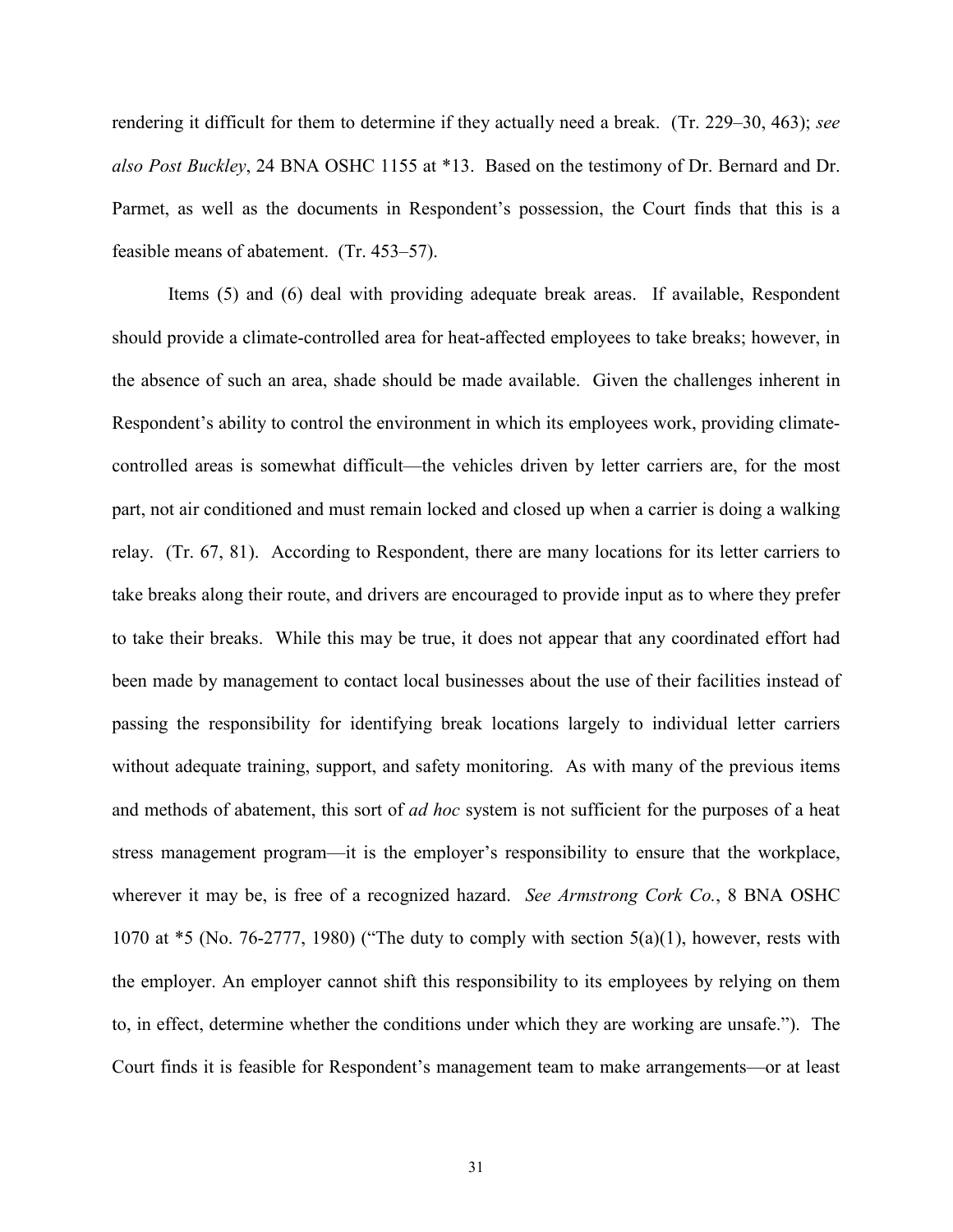rendering it difficult for them to determine if they actually need a break. (Tr. 229–30, 463); *see also Post Buckley*, 24 BNA OSHC 1155 at *13. Based on the testimony of Dr. Bernard and Dr. Parmet, as well as the documents in Respondent's possession, the Court finds that this is a feasible means of abatement. (Tr. 453–57).

Items (5) and (6) deal with providing adequate break areas. If available, Respondent should provide a climate-controlled area for heat-affected employees to take breaks; however, in the absence of such an area, shade should be made available. Given the challenges inherent in Respondent's ability to control the environment in which its employees work, providing climate-controlled areas is somewhat difficult—the vehicles driven by letter carriers are, for the most part, not air conditioned and must remain locked and closed up when a carrier is doing a walking relay. (Tr. 67, 81). According to Respondent, there are many locations for its letter carriers to take breaks along their route, and drivers are encouraged to provide input as to where they prefer to take their breaks. While this may be true, it does not appear that any coordinated effort had been made by management to contact local businesses about the use of their facilities instead of passing the responsibility for identifying break locations largely to individual letter carriers without adequate training, support, and safety monitoring. As with many of the previous items and methods of abatement, this sort of *ad hoc* system is not sufficient for the purposes of a heat stress management program—it is the employer's responsibility to ensure that the workplace, wherever it may be, is free of a recognized hazard. *See Armstrong Cork Co.*, 8 BNA OSHC 1070 at *5 (No. 76-2777, 1980) ("The duty to comply with section 5(a)(1), however, rests with the employer. An employer cannot shift this responsibility to its employees by relying on them to, in effect, determine whether the conditions under which they are working are unsafe."). The Court finds it is feasible for Respondent's management team to make arrangements—or at least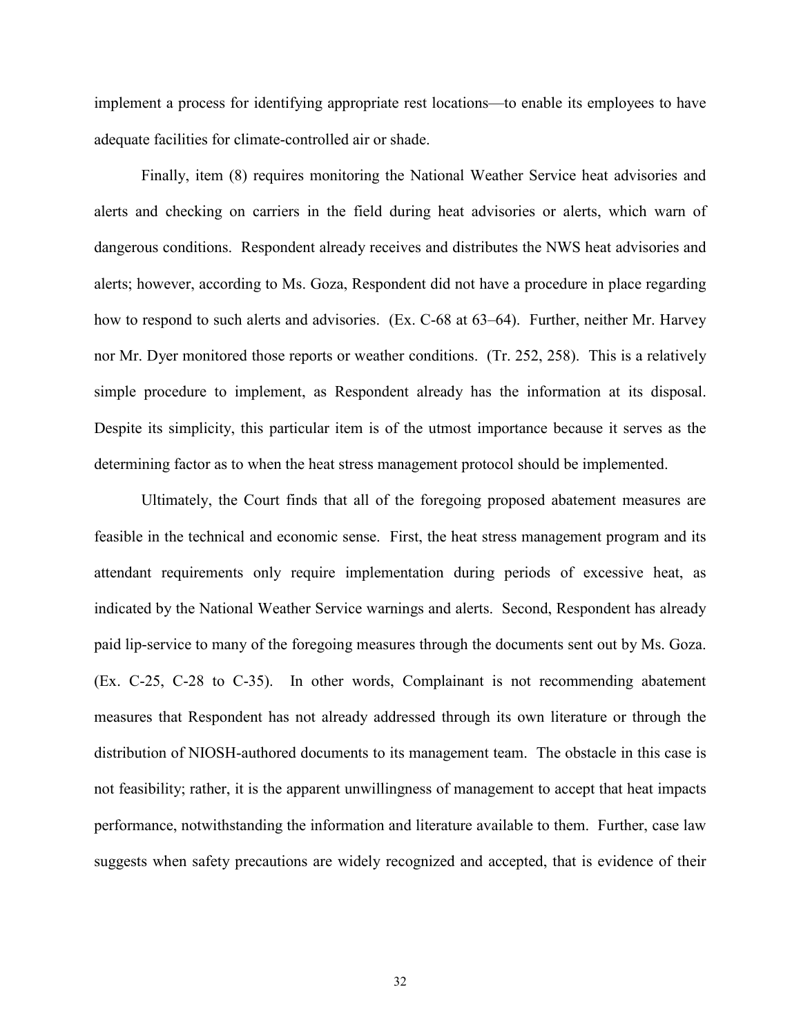implement a process for identifying appropriate rest locations—to enable its employees to have adequate facilities for climate-controlled air or shade.

Finally, item (8) requires monitoring the National Weather Service heat advisories and alerts and checking on carriers in the field during heat advisories or alerts, which warn of dangerous conditions. Respondent already receives and distributes the NWS heat advisories and alerts; however, according to Ms. Goza, Respondent did not have a procedure in place regarding how to respond to such alerts and advisories. (Ex. C-68 at 63–64). Further, neither Mr. Harvey nor Mr. Dyer monitored those reports or weather conditions. (Tr. 252, 258). This is a relatively simple procedure to implement, as Respondent already has the information at its disposal. Despite its simplicity, this particular item is of the utmost importance because it serves as the determining factor as to when the heat stress management protocol should be implemented.

Ultimately, the Court finds that all of the foregoing proposed abatement measures are feasible in the technical and economic sense. First, the heat stress management program and its attendant requirements only require implementation during periods of excessive heat, as indicated by the National Weather Service warnings and alerts. Second, Respondent has already paid lip-service to many of the foregoing measures through the documents sent out by Ms. Goza. (Ex. C-25, C-28 to C-35). In other words, Complainant is not recommending abatement measures that Respondent has not already addressed through its own literature or through the distribution of NIOSH-authored documents to its management team. The obstacle in this case is not feasibility; rather, it is the apparent unwillingness of management to accept that heat impacts performance, notwithstanding the information and literature available to them. Further, case law suggests when safety precautions are widely recognized and accepted, that is evidence of their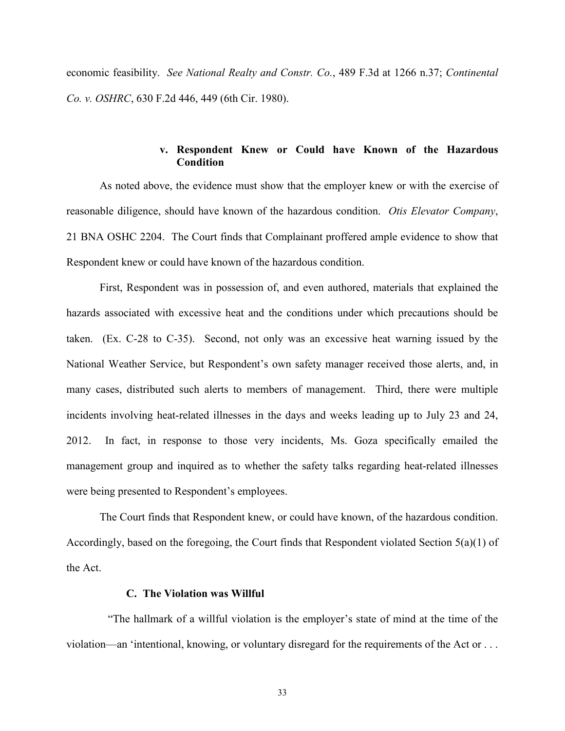economic feasibility. *See National Realty and Constr. Co.*, 489 F.3d at 1266 n.37; *Continental Co. v. OSHRC*, 630 F.2d 446, 449 (6th Cir. 1980).

**v. Respondent Knew or Could have Known of the Hazardous Condition**

As noted above, the evidence must show that the employer knew or with the exercise of reasonable diligence, should have known of the hazardous condition. *Otis Elevator Company*, 21 BNA OSHC 2204. The Court finds that Complainant proffered ample evidence to show that Respondent knew or could have known of the hazardous condition.

First, Respondent was in possession of, and even authored, materials that explained the hazards associated with excessive heat and the conditions under which precautions should be taken. (Ex. C-28 to C-35). Second, not only was an excessive heat warning issued by the National Weather Service, but Respondent's own safety manager received those alerts, and, in many cases, distributed such alerts to members of management. Third, there were multiple incidents involving heat-related illnesses in the days and weeks leading up to July 23 and 24, 2012. In fact, in response to those very incidents, Ms. Goza specifically emailed the management group and inquired as to whether the safety talks regarding heat-related illnesses were being presented to Respondent's employees.

The Court finds that Respondent knew, or could have known, of the hazardous condition. Accordingly, based on the foregoing, the Court finds that Respondent violated Section 5(a)(1) of the Act.

**C. The Violation was Willful**

"The hallmark of a willful violation is the employer's state of mind at the time of the violation—an 'intentional, knowing, or voluntary disregard for the requirements of the Act or . . .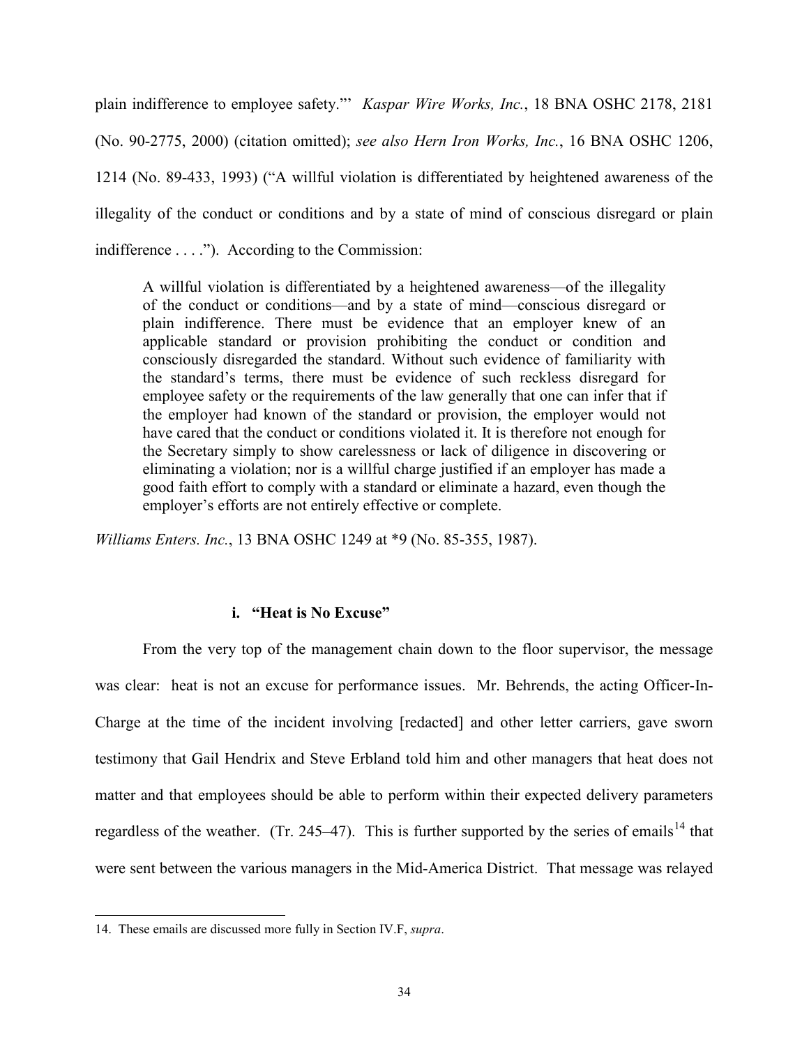plain indifference to employee safety."' *Kaspar Wire Works, Inc.*, 18 BNA OSHC 2178, 2181 (No. 90-2775, 2000) (citation omitted); *see also Hern Iron Works, Inc.*, 16 BNA OSHC 1206, 1214 (No. 89-433, 1993) ("A willful violation is differentiated by heightened awareness of the illegality of the conduct or conditions and by a state of mind of conscious disregard or plain indifference . . . ."). According to the Commission:

> A willful violation is differentiated by a heightened awareness—of the illegality of the conduct or conditions—and by a state of mind—conscious disregard or plain indifference. There must be evidence that an employer knew of an applicable standard or provision prohibiting the conduct or condition and consciously disregarded the standard. Without such evidence of familiarity with the standard's terms, there must be evidence of such reckless disregard for employee safety or the requirements of the law generally that one can infer that if the employer had known of the standard or provision, the employer would not have cared that the conduct or conditions violated it. It is therefore not enough for the Secretary simply to show carelessness or lack of diligence in discovering or eliminating a violation; nor is a willful charge justified if an employer has made a good faith effort to comply with a standard or eliminate a hazard, even though the employer's efforts are not entirely effective or complete.

*Williams Enters. Inc.*, 13 BNA OSHC 1249 at *9 (No. 85-355, 1987).

#### i. "Heat is No Excuse"

From the very top of the management chain down to the floor supervisor, the message was clear: heat is not an excuse for performance issues. Mr. Behrends, the acting Officer-In-Charge at the time of the incident involving [redacted] and other letter carriers, gave sworn testimony that Gail Hendrix and Steve Erbland told him and other managers that heat does not matter and that employees should be able to perform within their expected delivery parameters regardless of the weather. (Tr. 245–47). This is further supported by the series of emails[14] that were sent between the various managers in the Mid-America District. That message was relayed

---

14. These emails are discussed more fully in Section IV.F, *supra*.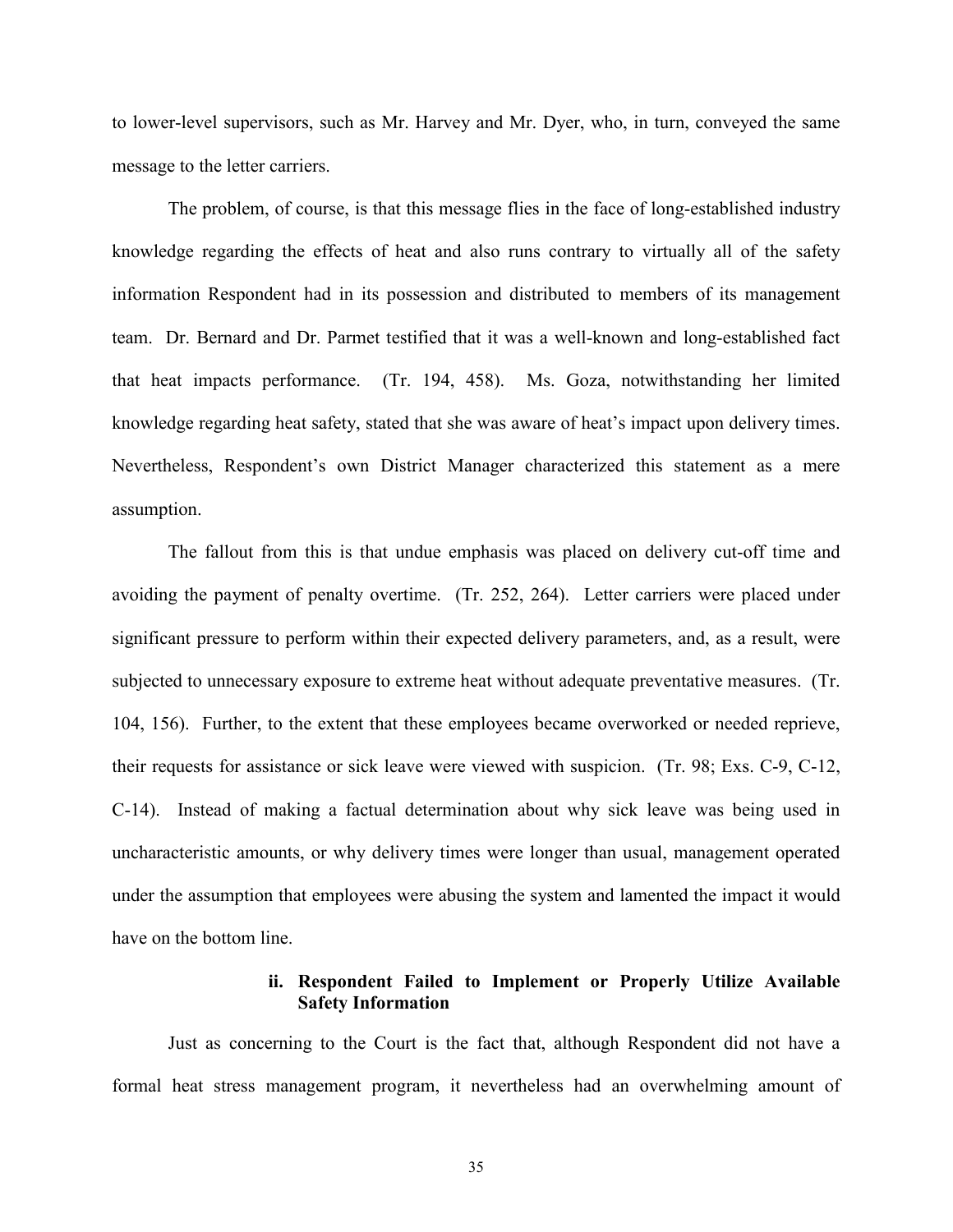to lower-level supervisors, such as Mr. Harvey and Mr. Dyer, who, in turn, conveyed the same message to the letter carriers.

The problem, of course, is that this message flies in the face of long-established industry knowledge regarding the effects of heat and also runs contrary to virtually all of the safety information Respondent had in its possession and distributed to members of its management team. Dr. Bernard and Dr. Parmet testified that it was a well-known and long-established fact that heat impacts performance. (Tr. 194, 458). Ms. Goza, notwithstanding her limited knowledge regarding heat safety, stated that she was aware of heat's impact upon delivery times. Nevertheless, Respondent's own District Manager characterized this statement as a mere assumption.

The fallout from this is that undue emphasis was placed on delivery cut-off time and avoiding the payment of penalty overtime. (Tr. 252, 264). Letter carriers were placed under significant pressure to perform within their expected delivery parameters, and, as a result, were subjected to unnecessary exposure to extreme heat without adequate preventative measures. (Tr. 104, 156). Further, to the extent that these employees became overworked or needed reprieve, their requests for assistance or sick leave were viewed with suspicion. (Tr. 98; Exs. C-9, C-12, C-14). Instead of making a factual determination about why sick leave was being used in uncharacteristic amounts, or why delivery times were longer than usual, management operated under the assumption that employees were abusing the system and lamented the impact it would have on the bottom line.

#### ii. Respondent Failed to Implement or Properly Utilize Available Safety Information

Just as concerning to the Court is the fact that, although Respondent did not have a formal heat stress management program, it nevertheless had an overwhelming amount of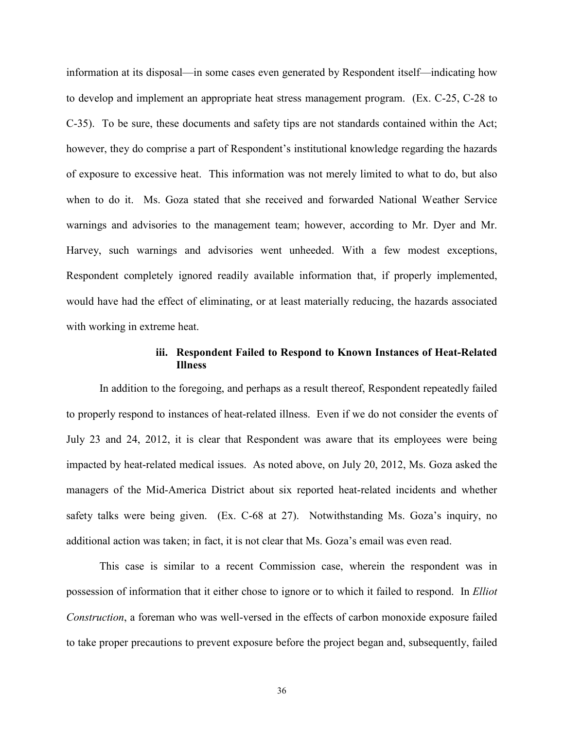information at its disposal—in some cases even generated by Respondent itself—indicating how to develop and implement an appropriate heat stress management program. (Ex. C-25, C-28 to C-35). To be sure, these documents and safety tips are not standards contained within the Act; however, they do comprise a part of Respondent's institutional knowledge regarding the hazards of exposure to excessive heat. This information was not merely limited to what to do, but also when to do it. Ms. Goza stated that she received and forwarded National Weather Service warnings and advisories to the management team; however, according to Mr. Dyer and Mr. Harvey, such warnings and advisories went unheeded. With a few modest exceptions, Respondent completely ignored readily available information that, if properly implemented, would have had the effect of eliminating, or at least materially reducing, the hazards associated with working in extreme heat.

#### iii. Respondent Failed to Respond to Known Instances of Heat-Related Illness

In addition to the foregoing, and perhaps as a result thereof, Respondent repeatedly failed to properly respond to instances of heat-related illness. Even if we do not consider the events of July 23 and 24, 2012, it is clear that Respondent was aware that its employees were being impacted by heat-related medical issues. As noted above, on July 20, 2012, Ms. Goza asked the managers of the Mid-America District about six reported heat-related incidents and whether safety talks were being given. (Ex. C-68 at 27). Notwithstanding Ms. Goza's inquiry, no additional action was taken; in fact, it is not clear that Ms. Goza's email was even read.

This case is similar to a recent Commission case, wherein the respondent was in possession of information that it either chose to ignore or to which it failed to respond. In *Elliot Construction*, a foreman who was well-versed in the effects of carbon monoxide exposure failed to take proper precautions to prevent exposure before the project began and, subsequently, failed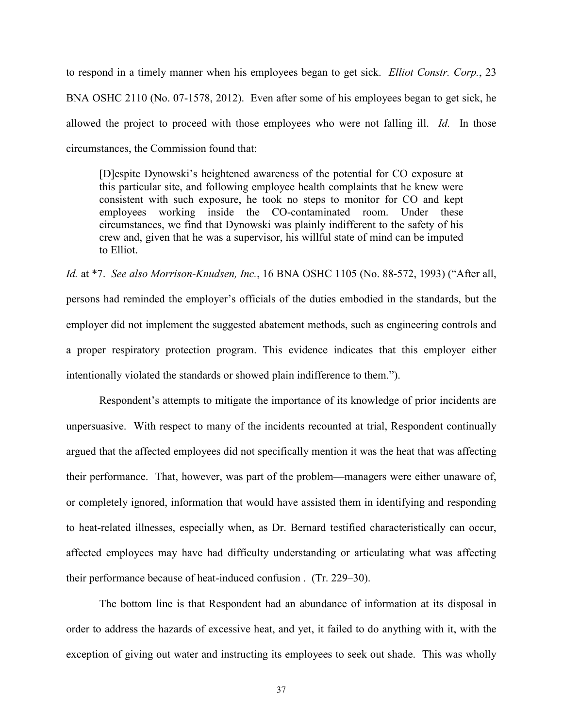to respond in a timely manner when his employees began to get sick. *Elliot Constr. Corp.*, 23 BNA OSHC 2110 (No. 07-1578, 2012). Even after some of his employees began to get sick, he allowed the project to proceed with those employees who were not falling ill. *Id.* In those circumstances, the Commission found that:

> [D]espite Dynowski's heightened awareness of the potential for CO exposure at this particular site, and following employee health complaints that he knew were consistent with such exposure, he took no steps to monitor for CO and kept employees working inside the CO-contaminated room. Under these circumstances, we find that Dynowski was plainly indifferent to the safety of his crew and, given that he was a supervisor, his willful state of mind can be imputed to Elliot.

*Id.* at *7. *See also Morrison-Knudsen, Inc.*, 16 BNA OSHC 1105 (No. 88-572, 1993) ("After all, persons had reminded the employer's officials of the duties embodied in the standards, but the employer did not implement the suggested abatement methods, such as engineering controls and a proper respiratory protection program. This evidence indicates that this employer either intentionally violated the standards or showed plain indifference to them.").

Respondent's attempts to mitigate the importance of its knowledge of prior incidents are unpersuasive. With respect to many of the incidents recounted at trial, Respondent continually argued that the affected employees did not specifically mention it was the heat that was affecting their performance. That, however, was part of the problem—managers were either unaware of, or completely ignored, information that would have assisted them in identifying and responding to heat-related illnesses, especially when, as Dr. Bernard testified characteristically can occur, affected employees may have had difficulty understanding or articulating what was affecting their performance because of heat-induced confusion . (Tr. 229–30).

The bottom line is that Respondent had an abundance of information at its disposal in order to address the hazards of excessive heat, and yet, it failed to do anything with it, with the exception of giving out water and instructing its employees to seek out shade. This was wholly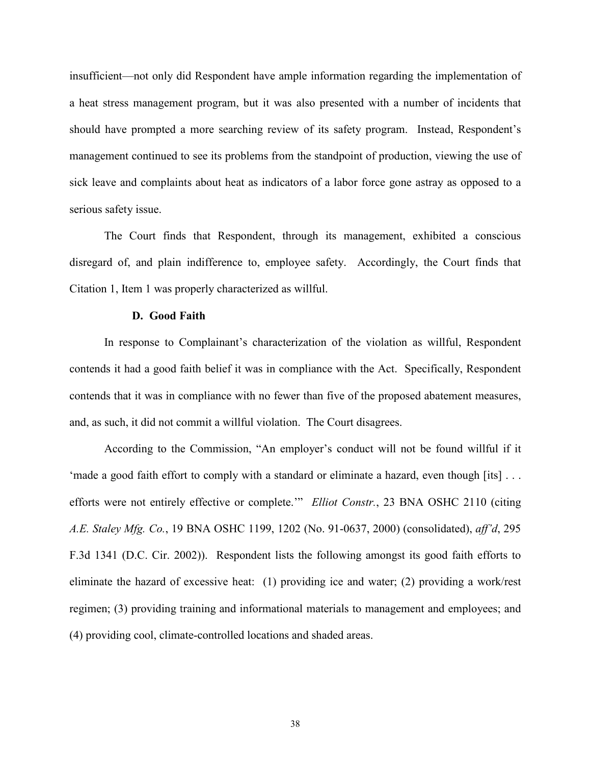insufficient—not only did Respondent have ample information regarding the implementation of a heat stress management program, but it was also presented with a number of incidents that should have prompted a more searching review of its safety program. Instead, Respondent's management continued to see its problems from the standpoint of production, viewing the use of sick leave and complaints about heat as indicators of a labor force gone astray as opposed to a serious safety issue.

The Court finds that Respondent, through its management, exhibited a conscious disregard of, and plain indifference to, employee safety. Accordingly, the Court finds that Citation 1, Item 1 was properly characterized as willful.

### D. Good Faith

In response to Complainant's characterization of the violation as willful, Respondent contends it had a good faith belief it was in compliance with the Act. Specifically, Respondent contends that it was in compliance with no fewer than five of the proposed abatement measures, and, as such, it did not commit a willful violation. The Court disagrees.

According to the Commission, "An employer's conduct will not be found willful if it 'made a good faith effort to comply with a standard or eliminate a hazard, even though [its] . . . efforts were not entirely effective or complete.'" *Elliot Constr.*, 23 BNA OSHC 2110 (citing *A.E. Staley Mfg. Co.*, 19 BNA OSHC 1199, 1202 (No. 91-0637, 2000) (consolidated), *aff'd*, 295 F.3d 1341 (D.C. Cir. 2002)). Respondent lists the following amongst its good faith efforts to eliminate the hazard of excessive heat: (1) providing ice and water; (2) providing a work/rest regimen; (3) providing training and informational materials to management and employees; and (4) providing cool, climate-controlled locations and shaded areas.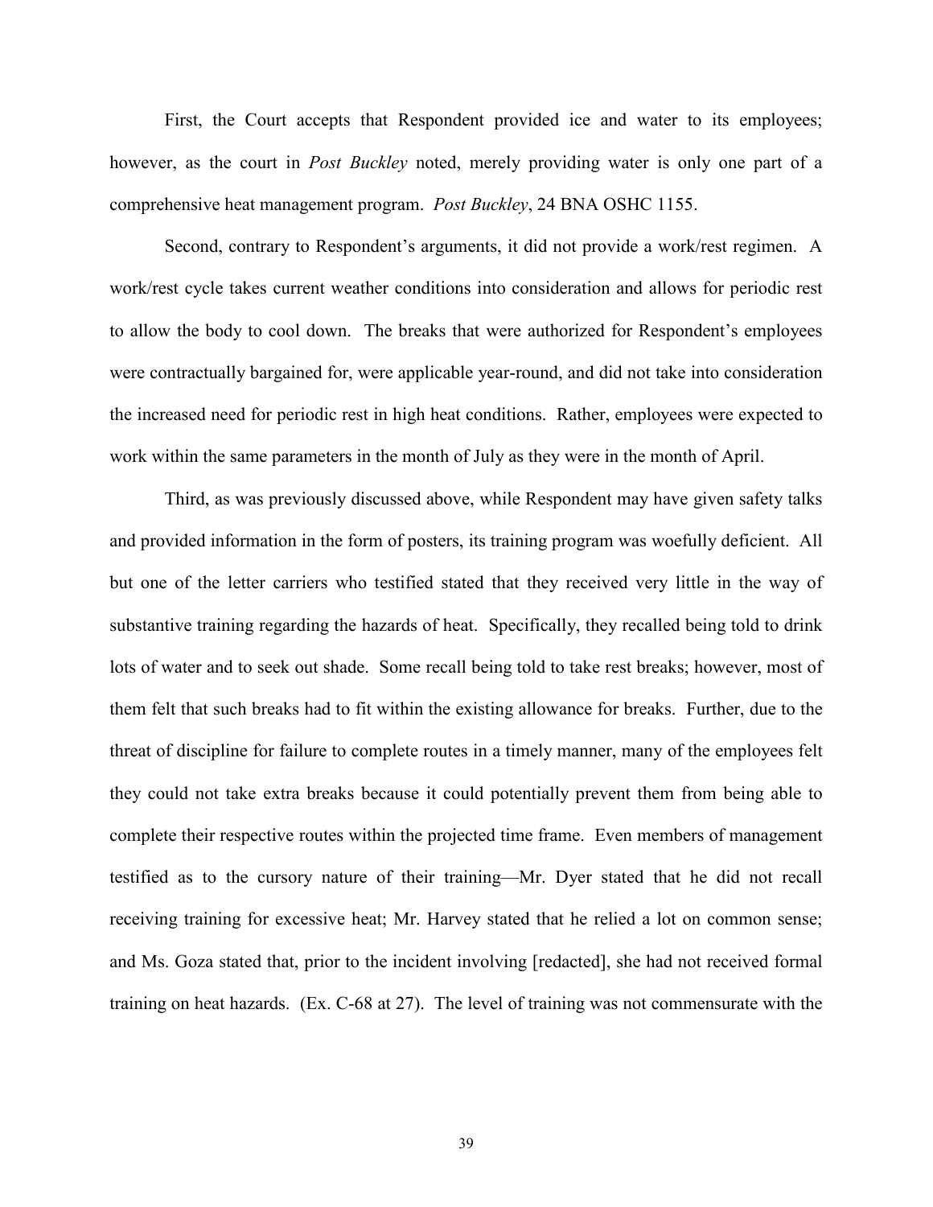First, the Court accepts that Respondent provided ice and water to its employees; however, as the court in *Post Buckley* noted, merely providing water is only one part of a comprehensive heat management program. *Post Buckley*, 24 BNA OSHC 1155.

Second, contrary to Respondent's arguments, it did not provide a work/rest regimen. A work/rest cycle takes current weather conditions into consideration and allows for periodic rest to allow the body to cool down. The breaks that were authorized for Respondent's employees were contractually bargained for, were applicable year-round, and did not take into consideration the increased need for periodic rest in high heat conditions. Rather, employees were expected to work within the same parameters in the month of July as they were in the month of April.

Third, as was previously discussed above, while Respondent may have given safety talks and provided information in the form of posters, its training program was woefully deficient. All but one of the letter carriers who testified stated that they received very little in the way of substantive training regarding the hazards of heat. Specifically, they recalled being told to drink lots of water and to seek out shade. Some recall being told to take rest breaks; however, most of them felt that such breaks had to fit within the existing allowance for breaks. Further, due to the threat of discipline for failure to complete routes in a timely manner, many of the employees felt they could not take extra breaks because it could potentially prevent them from being able to complete their respective routes within the projected time frame. Even members of management testified as to the cursory nature of their training—Mr. Dyer stated that he did not recall receiving training for excessive heat; Mr. Harvey stated that he relied a lot on common sense; and Ms. Goza stated that, prior to the incident involving [redacted], she had not received formal training on heat hazards. (Ex. C-68 at 27). The level of training was not commensurate with the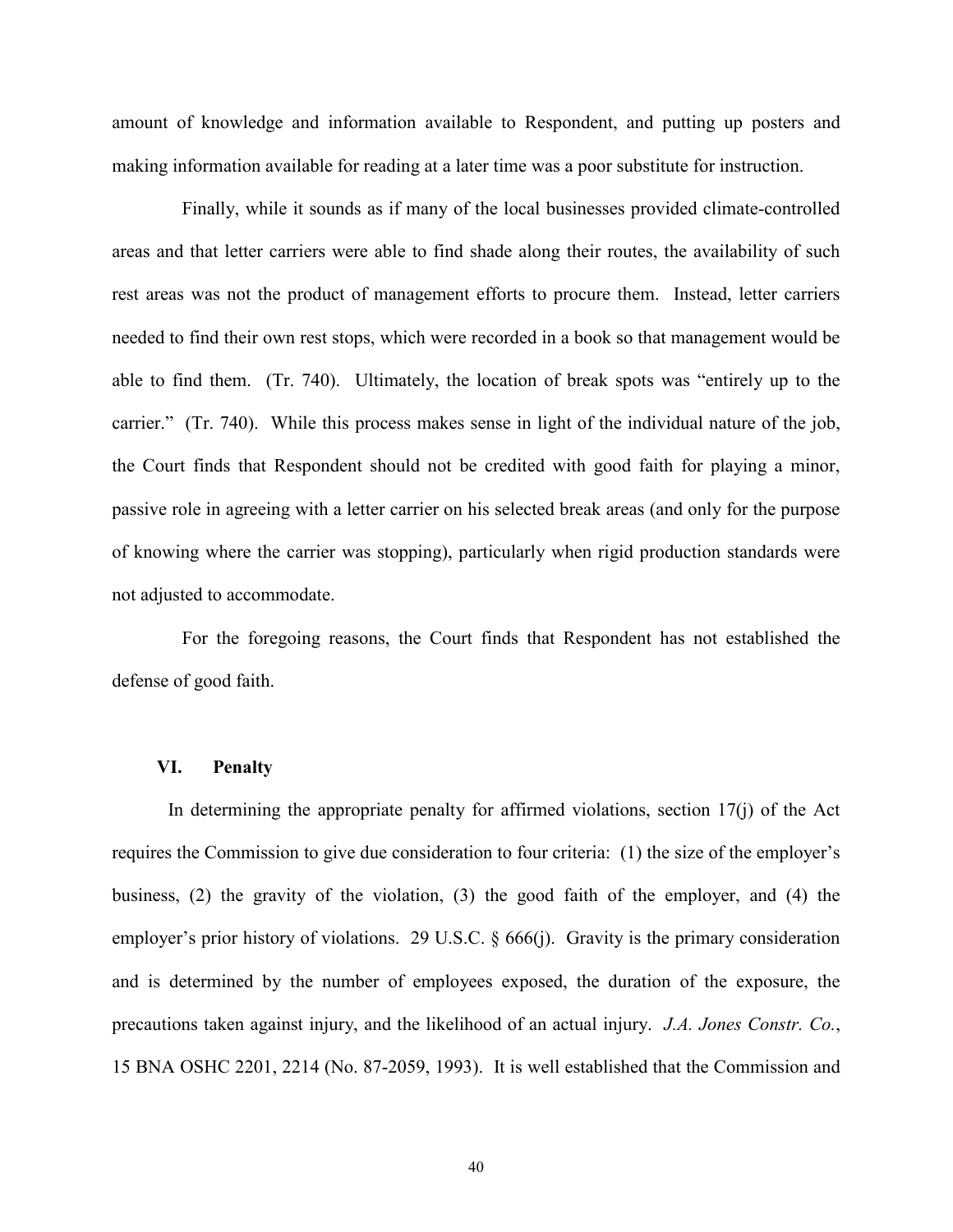amount of knowledge and information available to Respondent, and putting up posters and making information available for reading at a later time was a poor substitute for instruction.

Finally, while it sounds as if many of the local businesses provided climate-controlled areas and that letter carriers were able to find shade along their routes, the availability of such rest areas was not the product of management efforts to procure them. Instead, letter carriers needed to find their own rest stops, which were recorded in a book so that management would be able to find them. (Tr. 740). Ultimately, the location of break spots was "entirely up to the carrier." (Tr. 740). While this process makes sense in light of the individual nature of the job, the Court finds that Respondent should not be credited with good faith for playing a minor, passive role in agreeing with a letter carrier on his selected break areas (and only for the purpose of knowing where the carrier was stopping), particularly when rigid production standards were not adjusted to accommodate.

For the foregoing reasons, the Court finds that Respondent has not established the defense of good faith.

## VI. Penalty

In determining the appropriate penalty for affirmed violations, section 17(j) of the Act requires the Commission to give due consideration to four criteria: (1) the size of the employer's business, (2) the gravity of the violation, (3) the good faith of the employer, and (4) the employer's prior history of violations. 29 U.S.C. § 666(j). Gravity is the primary consideration and is determined by the number of employees exposed, the duration of the exposure, the precautions taken against injury, and the likelihood of an actual injury. *J.A. Jones Constr. Co.*, 15 BNA OSHC 2201, 2214 (No. 87-2059, 1993). It is well established that the Commission and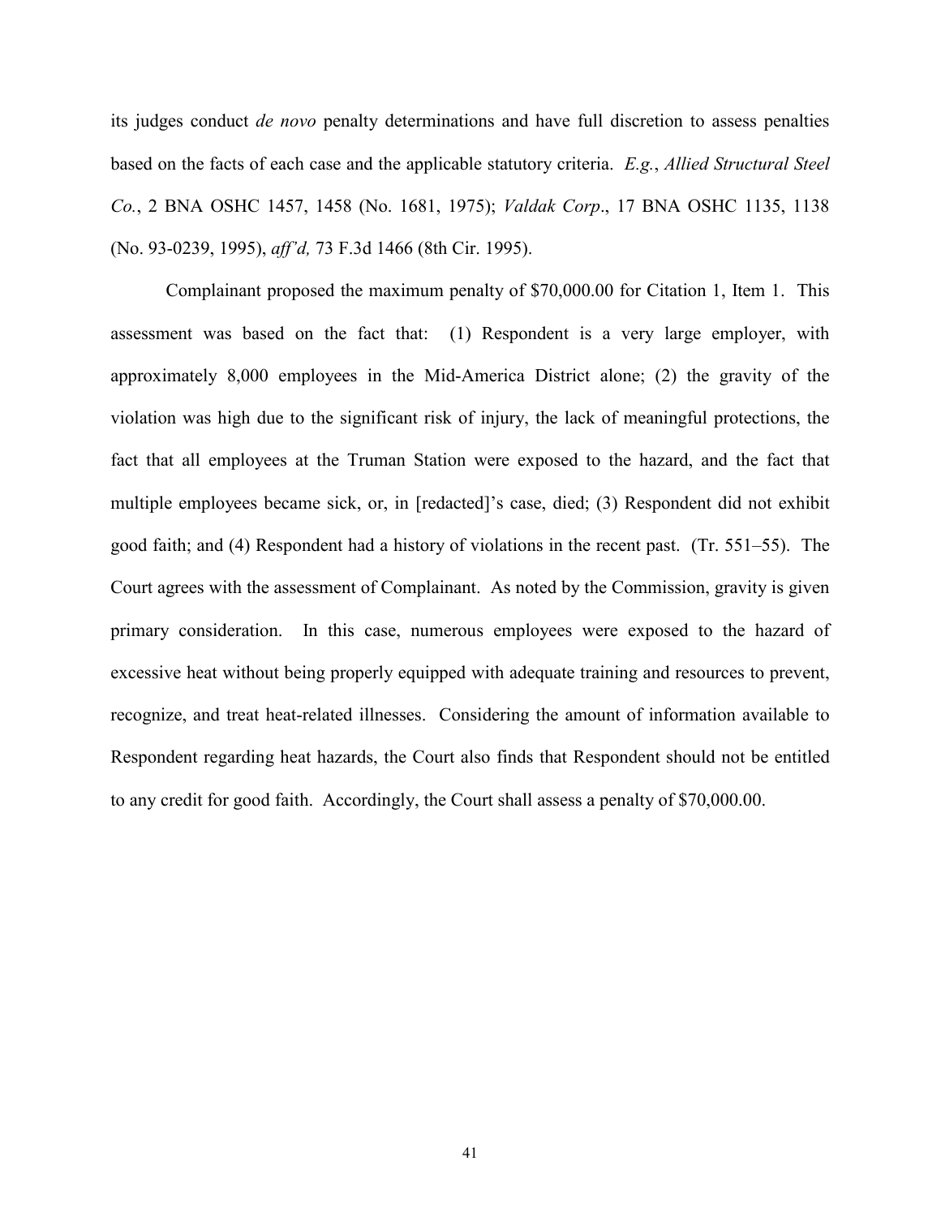its judges conduct *de novo* penalty determinations and have full discretion to assess penalties based on the facts of each case and the applicable statutory criteria. *E.g.*, *Allied Structural Steel Co.*, 2 BNA OSHC 1457, 1458 (No. 1681, 1975); *Valdak Corp*., 17 BNA OSHC 1135, 1138 (No. 93-0239, 1995), *aff'd,* 73 F.3d 1466 (8th Cir. 1995).

Complainant proposed the maximum penalty of $70,000.00 for Citation 1, Item 1. This assessment was based on the fact that: (1) Respondent is a very large employer, with approximately 8,000 employees in the Mid-America District alone; (2) the gravity of the violation was high due to the significant risk of injury, the lack of meaningful protections, the fact that all employees at the Truman Station were exposed to the hazard, and the fact that multiple employees became sick, or, in [redacted]'s case, died; (3) Respondent did not exhibit good faith; and (4) Respondent had a history of violations in the recent past. (Tr. 551–55). The Court agrees with the assessment of Complainant. As noted by the Commission, gravity is given primary consideration. In this case, numerous employees were exposed to the hazard of excessive heat without being properly equipped with adequate training and resources to prevent, recognize, and treat heat-related illnesses. Considering the amount of information available to Respondent regarding heat hazards, the Court also finds that Respondent should not be entitled to any credit for good faith. Accordingly, the Court shall assess a penalty of $70,000.00.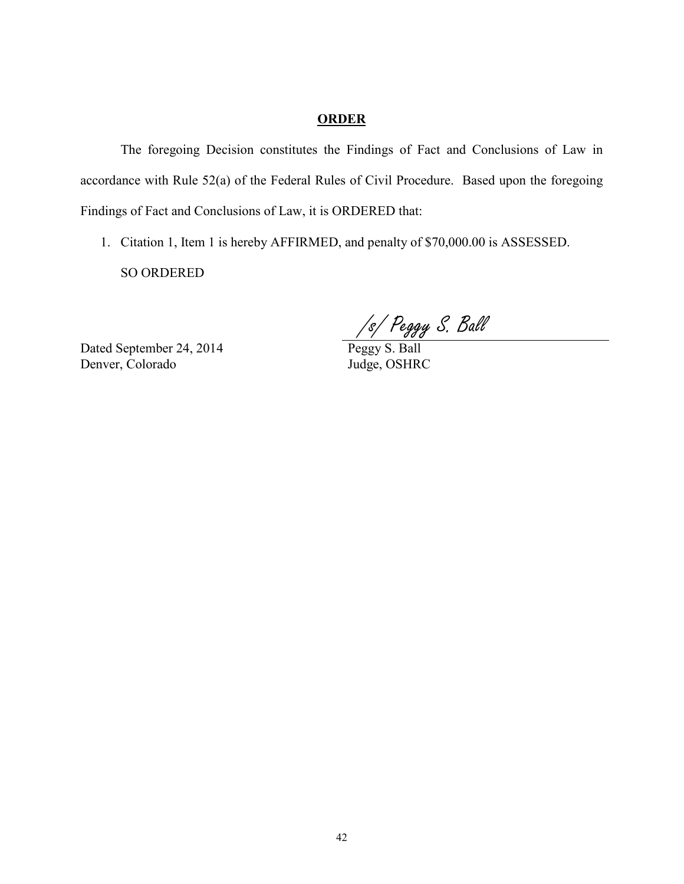## ORDER

The foregoing Decision constitutes the Findings of Fact and Conclusions of Law in accordance with Rule 52(a) of the Federal Rules of Civil Procedure. Based upon the foregoing Findings of Fact and Conclusions of Law, it is ORDERED that:

1. Citation 1, Item 1 is hereby AFFIRMED, and penalty of $70,000.00 is ASSESSED.

SO ORDERED

/s/ Peggy S. Ball

Peggy S. Ball
Judge, OSHRC

Dated September 24, 2014
Denver, Colorado